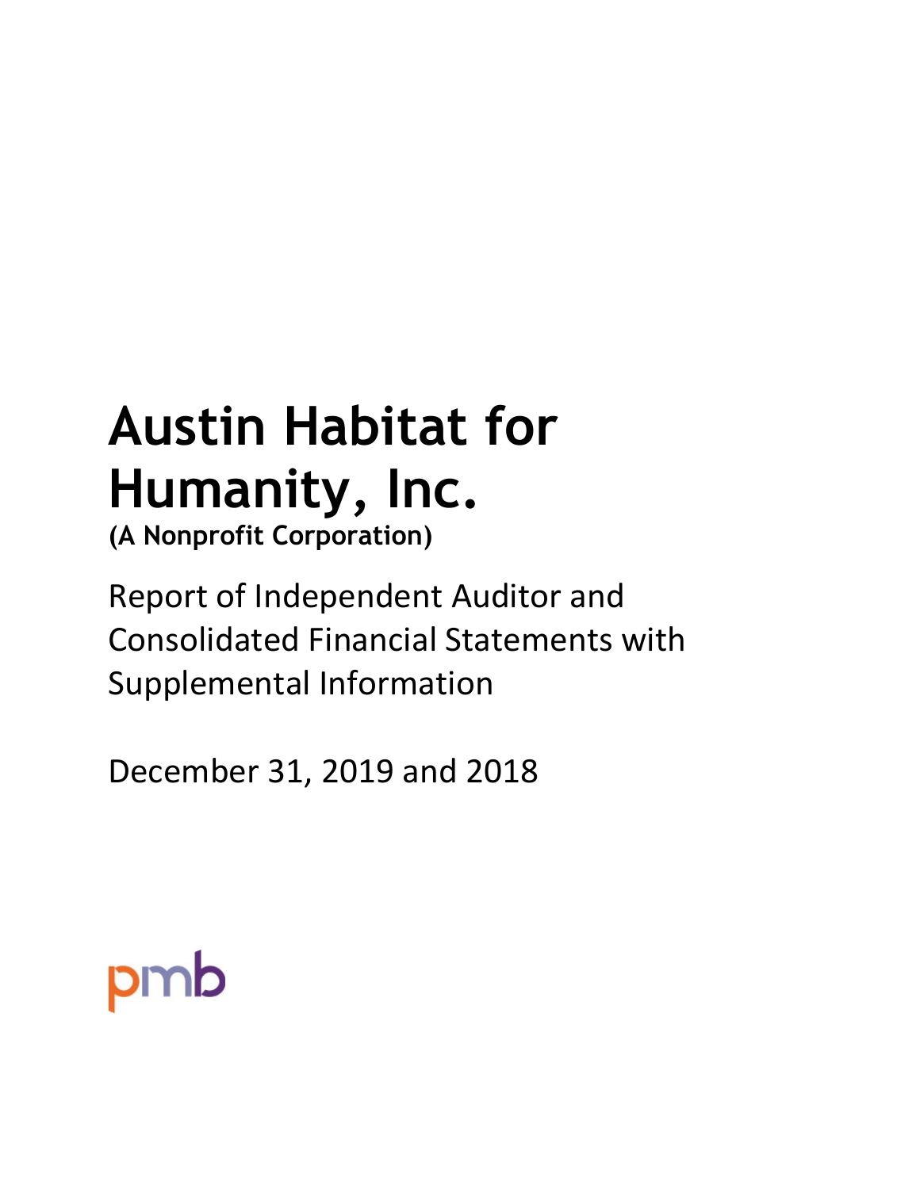# Austin Habitat for Humanity, Inc.

**(A Nonprofit Corporation)**

Report of Independent Auditor and Consolidated Financial Statements with Supplemental Information

December 31, 2019 and 2018

pmb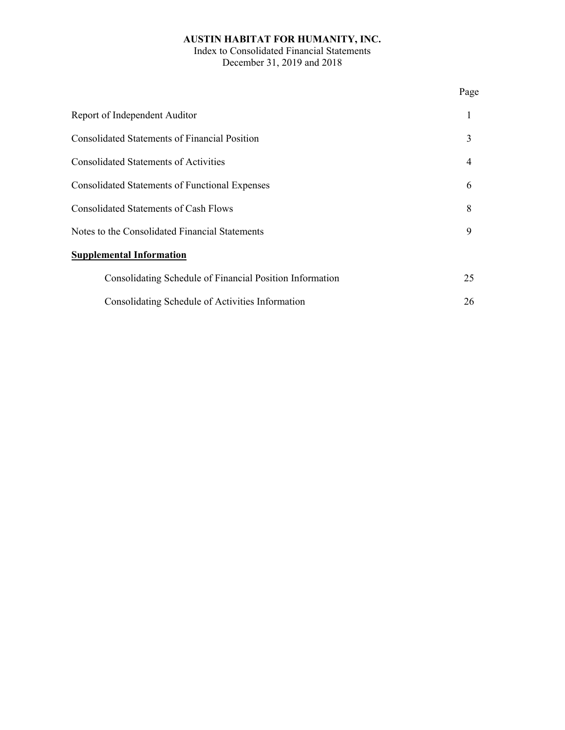**AUSTIN HABITAT FOR HUMANITY, INC.**
Index to Consolidated Financial Statements
December 31, 2019 and 2018

| | Page |
|---|---|
| Report of Independent Auditor | 1 |
| Consolidated Statements of Financial Position | 3 |
| Consolidated Statements of Activities | 4 |
| Consolidated Statements of Functional Expenses | 6 |
| Consolidated Statements of Cash Flows | 8 |
| Notes to the Consolidated Financial Statements | 9 |
| **Supplemental Information** | |
| Consolidating Schedule of Financial Position Information | 25 |
| Consolidating Schedule of Activities Information | 26 |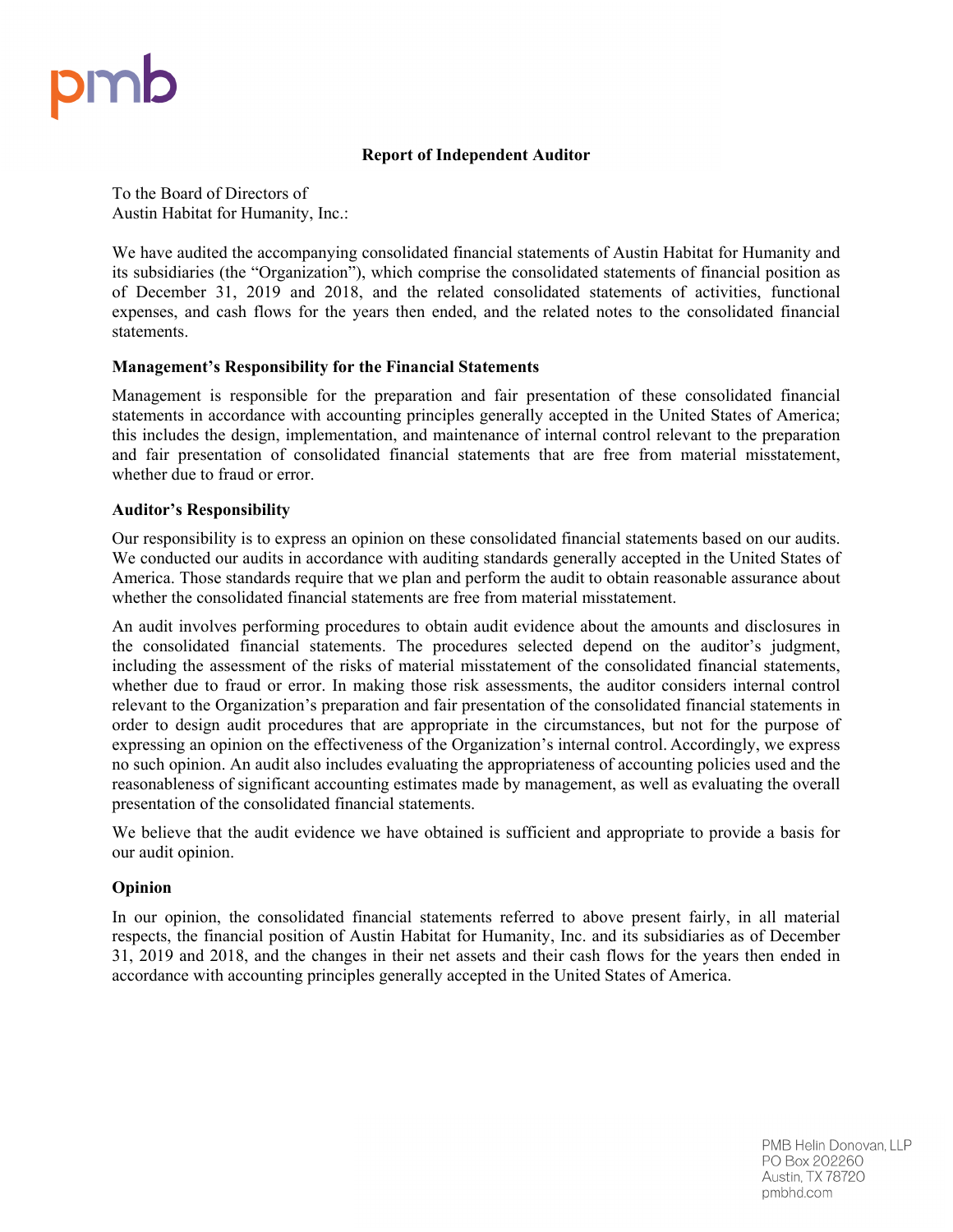pmb

## Report of Independent Auditor

To the Board of Directors of
Austin Habitat for Humanity, Inc.:

We have audited the accompanying consolidated financial statements of Austin Habitat for Humanity and its subsidiaries (the "Organization"), which comprise the consolidated statements of financial position as of December 31, 2019 and 2018, and the related consolidated statements of activities, functional expenses, and cash flows for the years then ended, and the related notes to the consolidated financial statements.

### Management's Responsibility for the Financial Statements

Management is responsible for the preparation and fair presentation of these consolidated financial statements in accordance with accounting principles generally accepted in the United States of America; this includes the design, implementation, and maintenance of internal control relevant to the preparation and fair presentation of consolidated financial statements that are free from material misstatement, whether due to fraud or error.

### Auditor's Responsibility

Our responsibility is to express an opinion on these consolidated financial statements based on our audits. We conducted our audits in accordance with auditing standards generally accepted in the United States of America. Those standards require that we plan and perform the audit to obtain reasonable assurance about whether the consolidated financial statements are free from material misstatement.

An audit involves performing procedures to obtain audit evidence about the amounts and disclosures in the consolidated financial statements. The procedures selected depend on the auditor's judgment, including the assessment of the risks of material misstatement of the consolidated financial statements, whether due to fraud or error. In making those risk assessments, the auditor considers internal control relevant to the Organization's preparation and fair presentation of the consolidated financial statements in order to design audit procedures that are appropriate in the circumstances, but not for the purpose of expressing an opinion on the effectiveness of the Organization's internal control. Accordingly, we express no such opinion. An audit also includes evaluating the appropriateness of accounting policies used and the reasonableness of significant accounting estimates made by management, as well as evaluating the overall presentation of the consolidated financial statements.

We believe that the audit evidence we have obtained is sufficient and appropriate to provide a basis for our audit opinion.

### Opinion

In our opinion, the consolidated financial statements referred to above present fairly, in all material respects, the financial position of Austin Habitat for Humanity, Inc. and its subsidiaries as of December 31, 2019 and 2018, and the changes in their net assets and their cash flows for the years then ended in accordance with accounting principles generally accepted in the United States of America.

PMB Helin Donovan, LLP
PO Box 202260
Austin, TX 78720
pmbhd.com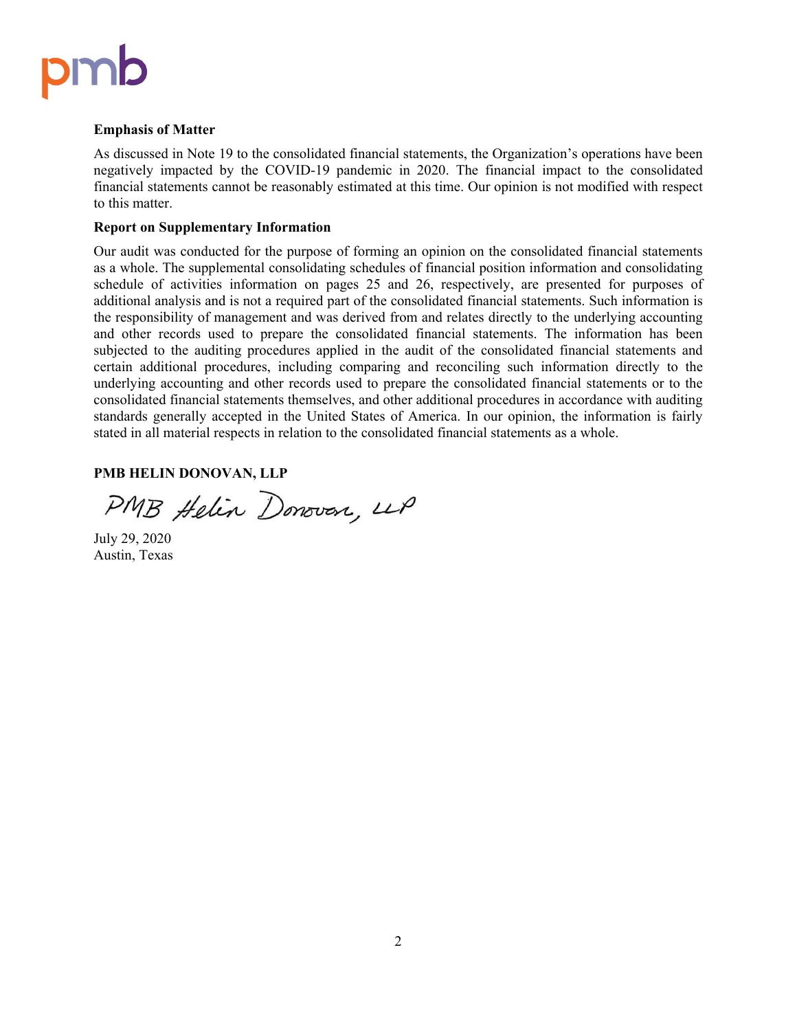**Emphasis of Matter**

As discussed in Note 19 to the consolidated financial statements, the Organization's operations have been negatively impacted by the COVID-19 pandemic in 2020. The financial impact to the consolidated financial statements cannot be reasonably estimated at this time. Our opinion is not modified with respect to this matter.

**Report on Supplementary Information**

Our audit was conducted for the purpose of forming an opinion on the consolidated financial statements as a whole. The supplemental consolidating schedules of financial position information and consolidating schedule of activities information on pages 25 and 26, respectively, are presented for purposes of additional analysis and is not a required part of the consolidated financial statements. Such information is the responsibility of management and was derived from and relates directly to the underlying accounting and other records used to prepare the consolidated financial statements. The information has been subjected to the auditing procedures applied in the audit of the consolidated financial statements and certain additional procedures, including comparing and reconciling such information directly to the underlying accounting and other records used to prepare the consolidated financial statements or to the consolidated financial statements themselves, and other additional procedures in accordance with auditing standards generally accepted in the United States of America. In our opinion, the information is fairly stated in all material respects in relation to the consolidated financial statements as a whole.

**PMB HELIN DONOVAN, LLP**

PMB Helin Donovan, LLP

July 29, 2020
Austin, Texas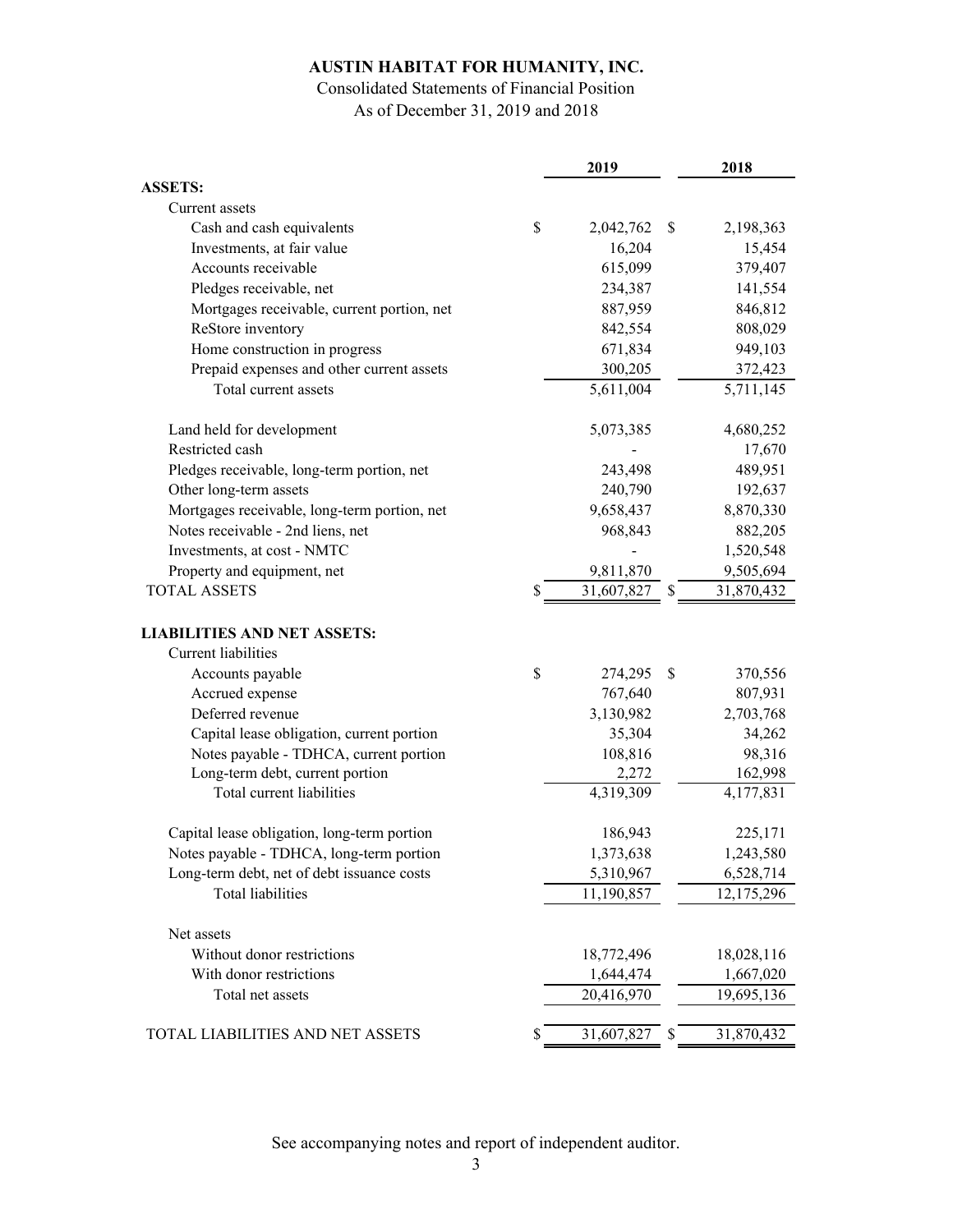# AUSTIN HABITAT FOR HUMANITY, INC.

Consolidated Statements of Financial Position

As of December 31, 2019 and 2018

| | 2019 | 2018 |
|---|---|---|
| **ASSETS:** | | |
| Current assets | | |
| Cash and cash equivalents | $ 2,042,762 | $ 2,198,363 |
| Investments, at fair value | 16,204 | 15,454 |
| Accounts receivable | 615,099 | 379,407 |
| Pledges receivable, net | 234,387 | 141,554 |
| Mortgages receivable, current portion, net | 887,959 | 846,812 |
| ReStore inventory | 842,554 | 808,029 |
| Home construction in progress | 671,834 | 949,103 |
| Prepaid expenses and other current assets | 300,205 | 372,423 |
| Total current assets | 5,611,004 | 5,711,145 |
| | | |
| Land held for development | 5,073,385 | 4,680,252 |
| Restricted cash | - | 17,670 |
| Pledges receivable, long-term portion, net | 243,498 | 489,951 |
| Other long-term assets | 240,790 | 192,637 |
| Mortgages receivable, long-term portion, net | 9,658,437 | 8,870,330 |
| Notes receivable - 2nd liens, net | 968,843 | 882,205 |
| Investments, at cost - NMTC | - | 1,520,548 |
| Property and equipment, net | 9,811,870 | 9,505,694 |
| TOTAL ASSETS | $ 31,607,827 | $ 31,870,432 |
| | | |
| **LIABILITIES AND NET ASSETS:** | | |
| Current liabilities | | |
| Accounts payable | $ 274,295 | $ 370,556 |
| Accrued expense | 767,640 | 807,931 |
| Deferred revenue | 3,130,982 | 2,703,768 |
| Capital lease obligation, current portion | 35,304 | 34,262 |
| Notes payable - TDHCA, current portion | 108,816 | 98,316 |
| Long-term debt, current portion | 2,272 | 162,998 |
| Total current liabilities | 4,319,309 | 4,177,831 |
| | | |
| Capital lease obligation, long-term portion | 186,943 | 225,171 |
| Notes payable - TDHCA, long-term portion | 1,373,638 | 1,243,580 |
| Long-term debt, net of debt issuance costs | 5,310,967 | 6,528,714 |
| Total liabilities | 11,190,857 | 12,175,296 |
| | | |
| Net assets | | |
| Without donor restrictions | 18,772,496 | 18,028,116 |
| With donor restrictions | 1,644,474 | 1,667,020 |
| Total net assets | 20,416,970 | 19,695,136 |
| | | |
| TOTAL LIABILITIES AND NET ASSETS | $ 31,607,827 | $ 31,870,432 |

See accompanying notes and report of independent auditor.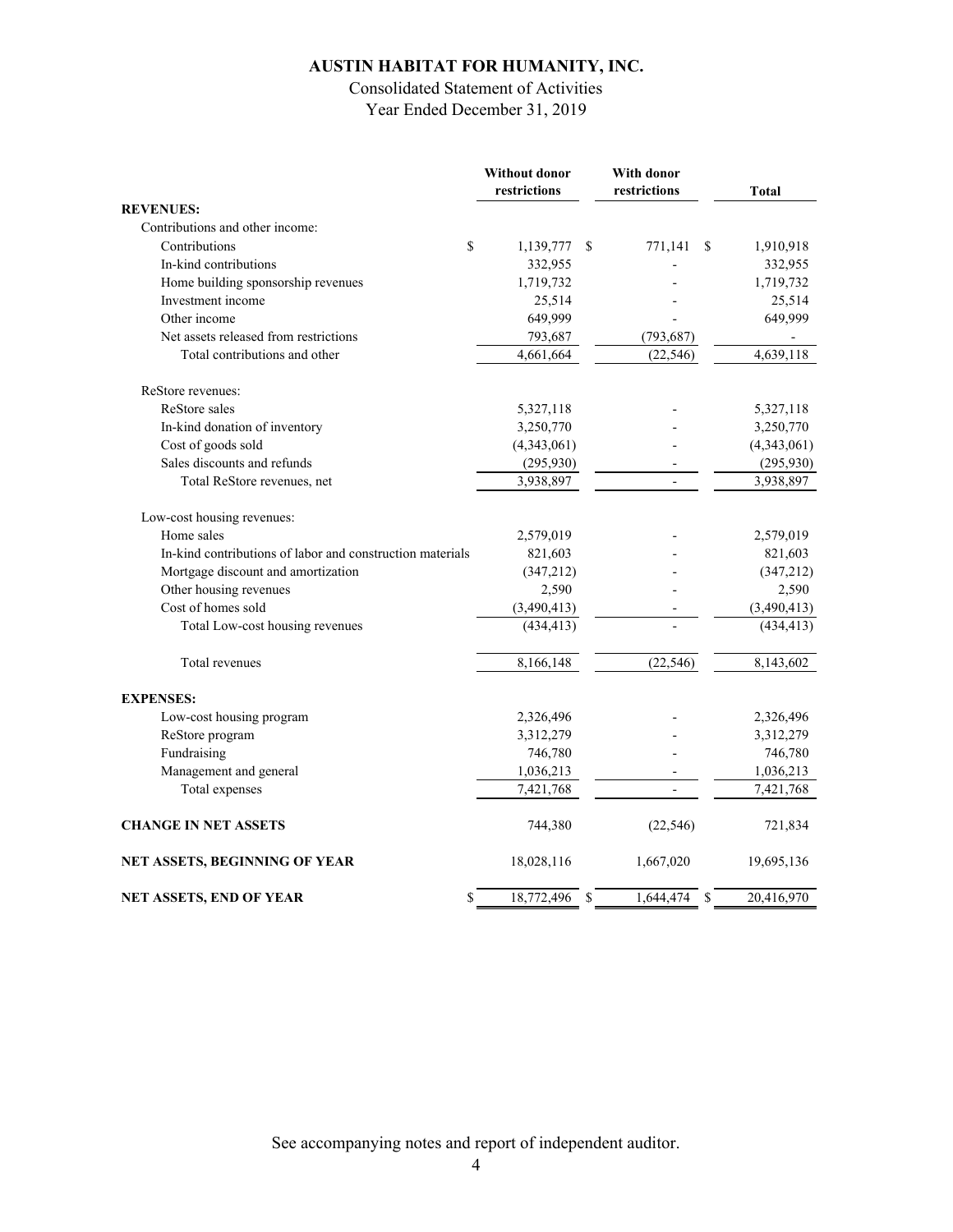# AUSTIN HABITAT FOR HUMANITY, INC.

Consolidated Statement of Activities

Year Ended December 31, 2019

| | Without donor restrictions | With donor restrictions | Total |
|---|---|---|---|
| **REVENUES:** | | | |
| Contributions and other income: | | | |
| Contributions | $ 1,139,777 | $ 771,141 | $ 1,910,918 |
| In-kind contributions | 332,955 | - | 332,955 |
| Home building sponsorship revenues | 1,719,732 | - | 1,719,732 |
| Investment income | 25,514 | - | 25,514 |
| Other income | 649,999 | - | 649,999 |
| Net assets released from restrictions | 793,687 | (793,687) | - |
| Total contributions and other | 4,661,664 | (22,546) | 4,639,118 |
| ReStore revenues: | | | |
| ReStore sales | 5,327,118 | - | 5,327,118 |
| In-kind donation of inventory | 3,250,770 | - | 3,250,770 |
| Cost of goods sold | (4,343,061) | - | (4,343,061) |
| Sales discounts and refunds | (295,930) | - | (295,930) |
| Total ReStore revenues, net | 3,938,897 | - | 3,938,897 |
| Low-cost housing revenues: | | | |
| Home sales | 2,579,019 | - | 2,579,019 |
| In-kind contributions of labor and construction materials | 821,603 | - | 821,603 |
| Mortgage discount and amortization | (347,212) | - | (347,212) |
| Other housing revenues | 2,590 | - | 2,590 |
| Cost of homes sold | (3,490,413) | - | (3,490,413) |
| Total Low-cost housing revenues | (434,413) | - | (434,413) |
| Total revenues | 8,166,148 | (22,546) | 8,143,602 |
| **EXPENSES:** | | | |
| Low-cost housing program | 2,326,496 | - | 2,326,496 |
| ReStore program | 3,312,279 | - | 3,312,279 |
| Fundraising | 746,780 | - | 746,780 |
| Management and general | 1,036,213 | - | 1,036,213 |
| Total expenses | 7,421,768 | - | 7,421,768 |
| **CHANGE IN NET ASSETS** | 744,380 | (22,546) | 721,834 |
| **NET ASSETS, BEGINNING OF YEAR** | 18,028,116 | 1,667,020 | 19,695,136 |
| **NET ASSETS, END OF YEAR** | $ 18,772,496 | $ 1,644,474 | $ 20,416,970 |

See accompanying notes and report of independent auditor.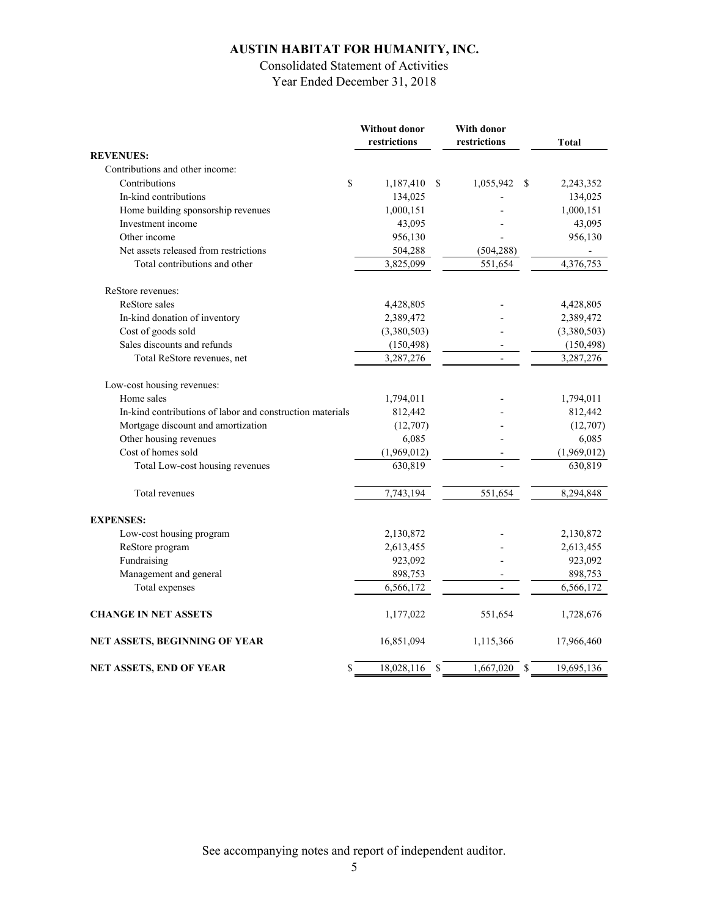# AUSTIN HABITAT FOR HUMANITY, INC.

Consolidated Statement of Activities

Year Ended December 31, 2018

| | Without donor restrictions | With donor restrictions | Total |
|---|---|---|---|
| **REVENUES:** | | | |
| Contributions and other income: | | | |
| Contributions | $ 1,187,410 | $ 1,055,942 | $ 2,243,352 |
| In-kind contributions | 134,025 | - | 134,025 |
| Home building sponsorship revenues | 1,000,151 | - | 1,000,151 |
| Investment income | 43,095 | - | 43,095 |
| Other income | 956,130 | - | 956,130 |
| Net assets released from restrictions | 504,288 | (504,288) | - |
| Total contributions and other | 3,825,099 | 551,654 | 4,376,753 |
| ReStore revenues: | | | |
| ReStore sales | 4,428,805 | - | 4,428,805 |
| In-kind donation of inventory | 2,389,472 | - | 2,389,472 |
| Cost of goods sold | (3,380,503) | - | (3,380,503) |
| Sales discounts and refunds | (150,498) | - | (150,498) |
| Total ReStore revenues, net | 3,287,276 | - | 3,287,276 |
| Low-cost housing revenues: | | | |
| Home sales | 1,794,011 | - | 1,794,011 |
| In-kind contributions of labor and construction materials | 812,442 | - | 812,442 |
| Mortgage discount and amortization | (12,707) | - | (12,707) |
| Other housing revenues | 6,085 | - | 6,085 |
| Cost of homes sold | (1,969,012) | - | (1,969,012) |
| Total Low-cost housing revenues | 630,819 | - | 630,819 |
| Total revenues | 7,743,194 | 551,654 | 8,294,848 |
| **EXPENSES:** | | | |
| Low-cost housing program | 2,130,872 | - | 2,130,872 |
| ReStore program | 2,613,455 | - | 2,613,455 |
| Fundraising | 923,092 | - | 923,092 |
| Management and general | 898,753 | - | 898,753 |
| Total expenses | 6,566,172 | - | 6,566,172 |
| **CHANGE IN NET ASSETS** | 1,177,022 | 551,654 | 1,728,676 |
| **NET ASSETS, BEGINNING OF YEAR** | 16,851,094 | 1,115,366 | 17,966,460 |
| **NET ASSETS, END OF YEAR** | $ 18,028,116 | $ 1,667,020 | $ 19,695,136 |

See accompanying notes and report of independent auditor.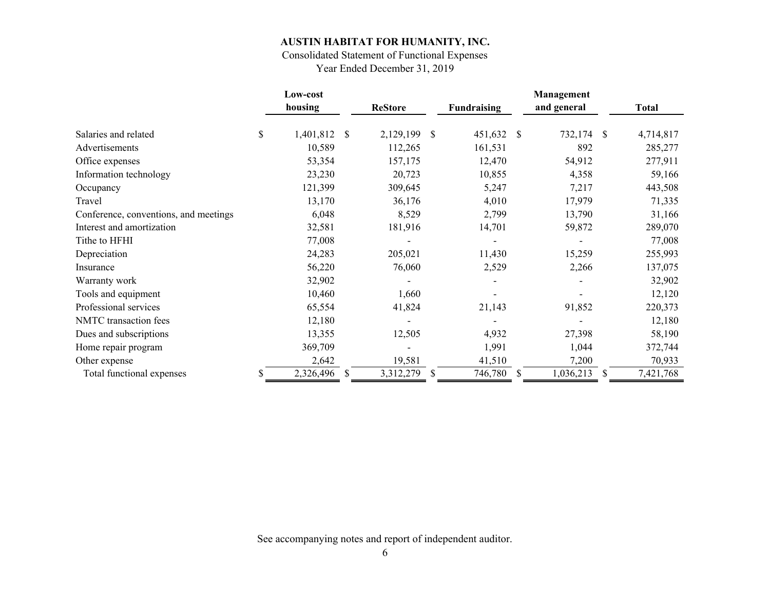**AUSTIN HABITAT FOR HUMANITY, INC.**

Consolidated Statement of Functional Expenses

Year Ended December 31, 2019

| | Low-cost housing | ReStore | Fundraising | Management and general | Total |
|---|---|---|---|---|---|
| Salaries and related | $ 1,401,812 | $ 2,129,199 | $ 451,632 | $ 732,174 | $ 4,714,817 |
| Advertisements | 10,589 | 112,265 | 161,531 | 892 | 285,277 |
| Office expenses | 53,354 | 157,175 | 12,470 | 54,912 | 277,911 |
| Information technology | 23,230 | 20,723 | 10,855 | 4,358 | 59,166 |
| Occupancy | 121,399 | 309,645 | 5,247 | 7,217 | 443,508 |
| Travel | 13,170 | 36,176 | 4,010 | 17,979 | 71,335 |
| Conference, conventions, and meetings | 6,048 | 8,529 | 2,799 | 13,790 | 31,166 |
| Interest and amortization | 32,581 | 181,916 | 14,701 | 59,872 | 289,070 |
| Tithe to HFHI | 77,008 | - | - | - | 77,008 |
| Depreciation | 24,283 | 205,021 | 11,430 | 15,259 | 255,993 |
| Insurance | 56,220 | 76,060 | 2,529 | 2,266 | 137,075 |
| Warranty work | 32,902 | - | - | - | 32,902 |
| Tools and equipment | 10,460 | 1,660 | - | - | 12,120 |
| Professional services | 65,554 | 41,824 | 21,143 | 91,852 | 220,373 |
| NMTC transaction fees | 12,180 | - | - | - | 12,180 |
| Dues and subscriptions | 13,355 | 12,505 | 4,932 | 27,398 | 58,190 |
| Home repair program | 369,709 | - | 1,991 | 1,044 | 372,744 |
| Other expense | 2,642 | 19,581 | 41,510 | 7,200 | 70,933 |
| Total functional expenses | $ 2,326,496 | $ 3,312,279 | $ 746,780 | $ 1,036,213 | $ 7,421,768 |

See accompanying notes and report of independent auditor.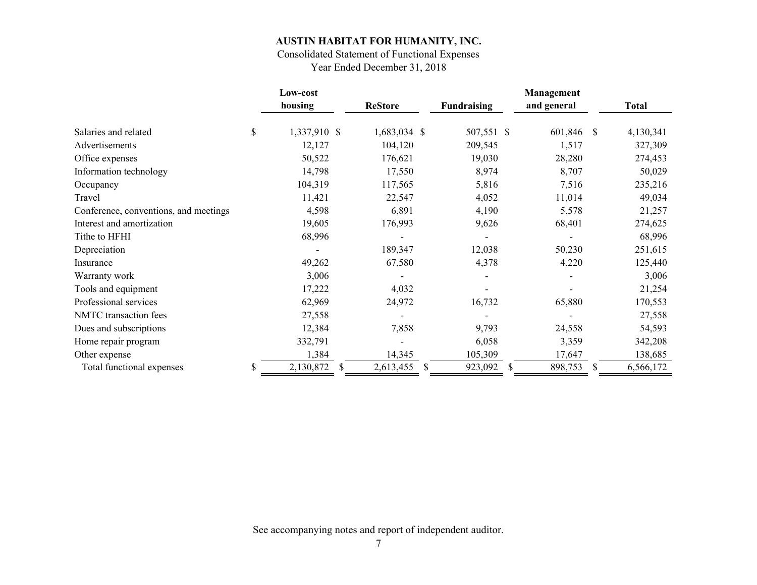# AUSTIN HABITAT FOR HUMANITY, INC.

Consolidated Statement of Functional Expenses

Year Ended December 31, 2018

| | Low-cost housing | ReStore | Fundraising | Management and general | Total |
|---|---|---|---|---|---|
| Salaries and related | $ 1,337,910 | $ 1,683,034 | $ 507,551 | $ 601,846 | $ 4,130,341 |
| Advertisements | 12,127 | 104,120 | 209,545 | 1,517 | 327,309 |
| Office expenses | 50,522 | 176,621 | 19,030 | 28,280 | 274,453 |
| Information technology | 14,798 | 17,550 | 8,974 | 8,707 | 50,029 |
| Occupancy | 104,319 | 117,565 | 5,816 | 7,516 | 235,216 |
| Travel | 11,421 | 22,547 | 4,052 | 11,014 | 49,034 |
| Conference, conventions, and meetings | 4,598 | 6,891 | 4,190 | 5,578 | 21,257 |
| Interest and amortization | 19,605 | 176,993 | 9,626 | 68,401 | 274,625 |
| Tithe to HFHI | 68,996 | - | - | - | 68,996 |
| Depreciation | - | 189,347 | 12,038 | 50,230 | 251,615 |
| Insurance | 49,262 | 67,580 | 4,378 | 4,220 | 125,440 |
| Warranty work | 3,006 | - | - | - | 3,006 |
| Tools and equipment | 17,222 | 4,032 | - | - | 21,254 |
| Professional services | 62,969 | 24,972 | 16,732 | 65,880 | 170,553 |
| NMTC transaction fees | 27,558 | - | - | - | 27,558 |
| Dues and subscriptions | 12,384 | 7,858 | 9,793 | 24,558 | 54,593 |
| Home repair program | 332,791 | - | 6,058 | 3,359 | 342,208 |
| Other expense | 1,384 | 14,345 | 105,309 | 17,647 | 138,685 |
| Total functional expenses | $ 2,130,872 | $ 2,613,455 | $ 923,092 | $ 898,753 | $ 6,566,172 |

See accompanying notes and report of independent auditor.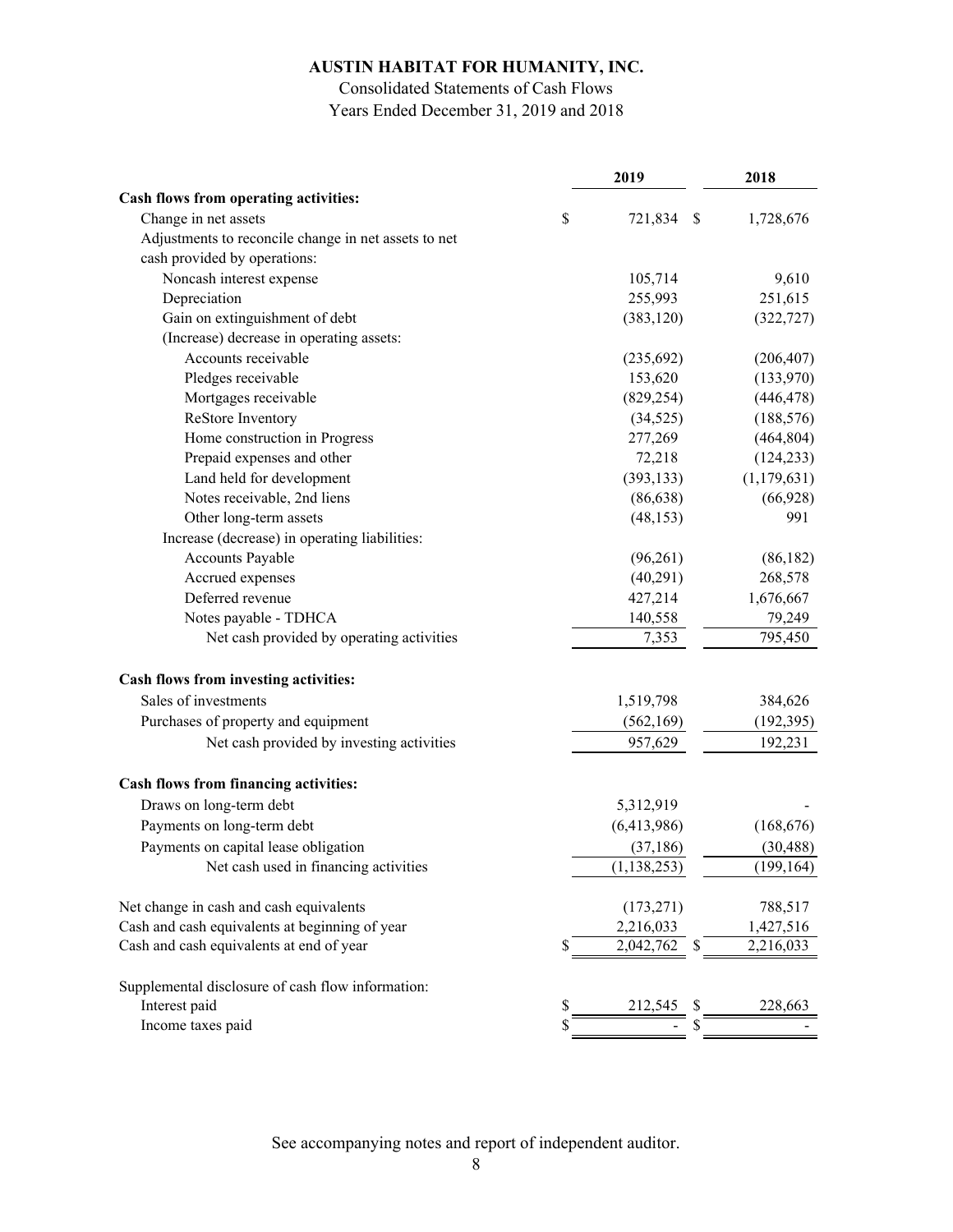# AUSTIN HABITAT FOR HUMANITY, INC.

Consolidated Statements of Cash Flows

Years Ended December 31, 2019 and 2018

| | 2019 | 2018 |
|---|---|---|
| **Cash flows from operating activities:** | | |
| Change in net assets | $ 721,834 | $ 1,728,676 |
| Adjustments to reconcile change in net assets to net cash provided by operations: | | |
| Noncash interest expense | 105,714 | 9,610 |
| Depreciation | 255,993 | 251,615 |
| Gain on extinguishment of debt | (383,120) | (322,727) |
| (Increase) decrease in operating assets: | | |
| Accounts receivable | (235,692) | (206,407) |
| Pledges receivable | 153,620 | (133,970) |
| Mortgages receivable | (829,254) | (446,478) |
| ReStore Inventory | (34,525) | (188,576) |
| Home construction in Progress | 277,269 | (464,804) |
| Prepaid expenses and other | 72,218 | (124,233) |
| Land held for development | (393,133) | (1,179,631) |
| Notes receivable, 2nd liens | (86,638) | (66,928) |
| Other long-term assets | (48,153) | 991 |
| Increase (decrease) in operating liabilities: | | |
| Accounts Payable | (96,261) | (86,182) |
| Accrued expenses | (40,291) | 268,578 |
| Deferred revenue | 427,214 | 1,676,667 |
| Notes payable - TDHCA | 140,558 | 79,249 |
| Net cash provided by operating activities | 7,353 | 795,450 |
| **Cash flows from investing activities:** | | |
| Sales of investments | 1,519,798 | 384,626 |
| Purchases of property and equipment | (562,169) | (192,395) |
| Net cash provided by investing activities | 957,629 | 192,231 |
| **Cash flows from financing activities:** | | |
| Draws on long-term debt | 5,312,919 | - |
| Payments on long-term debt | (6,413,986) | (168,676) |
| Payments on capital lease obligation | (37,186) | (30,488) |
| Net cash used in financing activities | (1,138,253) | (199,164) |
| Net change in cash and cash equivalents | (173,271) | 788,517 |
| Cash and cash equivalents at beginning of year | 2,216,033 | 1,427,516 |
| Cash and cash equivalents at end of year | $ 2,042,762 | $ 2,216,033 |
| Supplemental disclosure of cash flow information: | | |
| Interest paid | $ 212,545 | $ 228,663 |
| Income taxes paid | $ - | $ - |

See accompanying notes and report of independent auditor.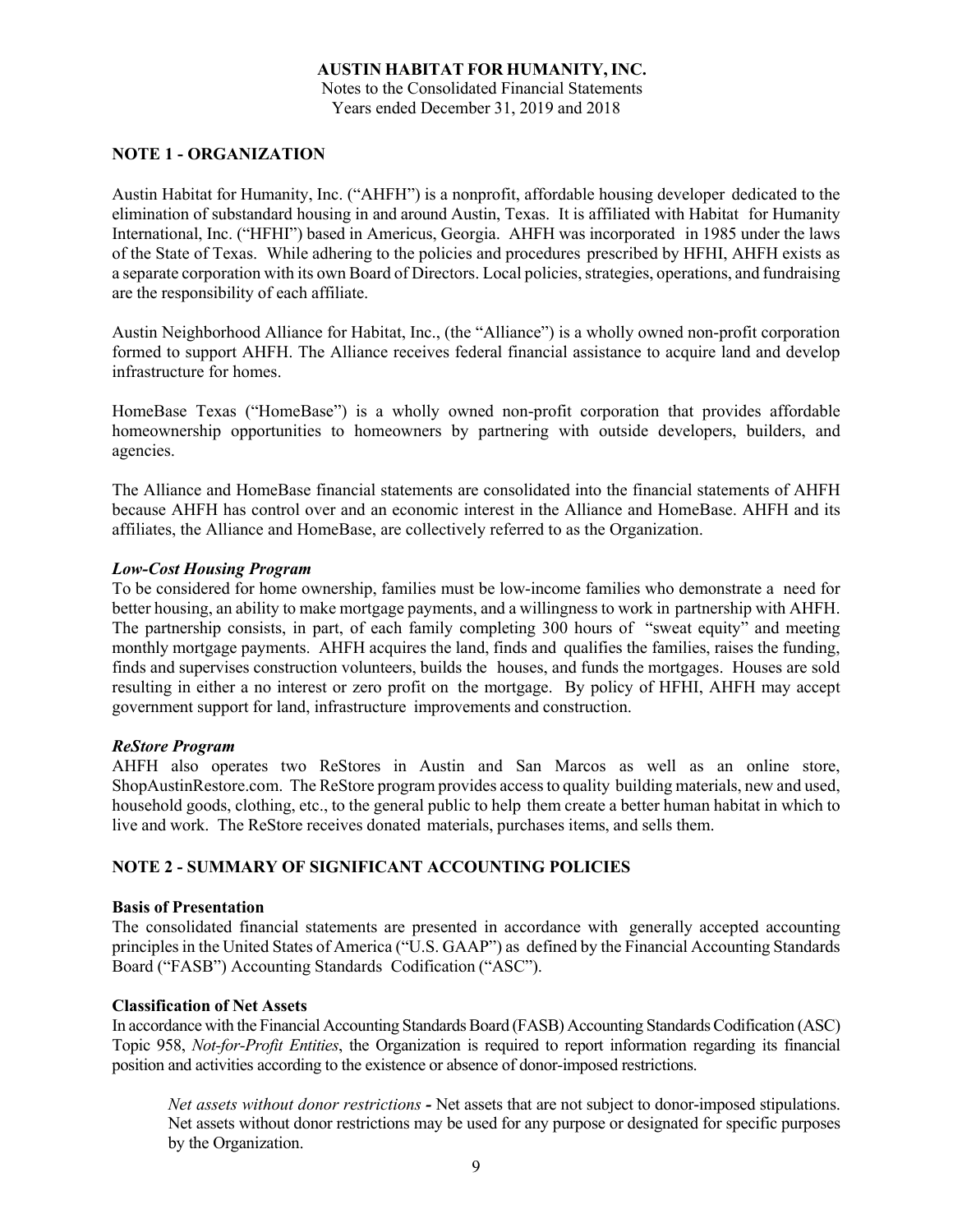## NOTE 1 - ORGANIZATION

Austin Habitat for Humanity, Inc. ("AHFH") is a nonprofit, affordable housing developer dedicated to the elimination of substandard housing in and around Austin, Texas. It is affiliated with Habitat for Humanity International, Inc. ("HFHI") based in Americus, Georgia. AHFH was incorporated in 1985 under the laws of the State of Texas. While adhering to the policies and procedures prescribed by HFHI, AHFH exists as a separate corporation with its own Board of Directors. Local policies, strategies, operations, and fundraising are the responsibility of each affiliate.

Austin Neighborhood Alliance for Habitat, Inc., (the "Alliance") is a wholly owned non-profit corporation formed to support AHFH. The Alliance receives federal financial assistance to acquire land and develop infrastructure for homes.

HomeBase Texas ("HomeBase") is a wholly owned non-profit corporation that provides affordable homeownership opportunities to homeowners by partnering with outside developers, builders, and agencies.

The Alliance and HomeBase financial statements are consolidated into the financial statements of AHFH because AHFH has control over and an economic interest in the Alliance and HomeBase. AHFH and its affiliates, the Alliance and HomeBase, are collectively referred to as the Organization.

***Low-Cost Housing Program***

To be considered for home ownership, families must be low-income families who demonstrate a need for better housing, an ability to make mortgage payments, and a willingness to work in partnership with AHFH. The partnership consists, in part, of each family completing 300 hours of "sweat equity" and meeting monthly mortgage payments. AHFH acquires the land, finds and qualifies the families, raises the funding, finds and supervises construction volunteers, builds the houses, and funds the mortgages. Houses are sold resulting in either a no interest or zero profit on the mortgage. By policy of HFHI, AHFH may accept government support for land, infrastructure improvements and construction.

***ReStore Program***

AHFH also operates two ReStores in Austin and San Marcos as well as an online store, ShopAustinRestore.com. The ReStore program provides access to quality building materials, new and used, household goods, clothing, etc., to the general public to help them create a better human habitat in which to live and work. The ReStore receives donated materials, purchases items, and sells them.

## NOTE 2 - SUMMARY OF SIGNIFICANT ACCOUNTING POLICIES

**Basis of Presentation**

The consolidated financial statements are presented in accordance with generally accepted accounting principles in the United States of America ("U.S. GAAP") as defined by the Financial Accounting Standards Board ("FASB") Accounting Standards Codification ("ASC").

**Classification of Net Assets**

In accordance with the Financial Accounting Standards Board (FASB) Accounting Standards Codification (ASC) Topic 958, *Not-for-Profit Entities*, the Organization is required to report information regarding its financial position and activities according to the existence or absence of donor-imposed restrictions.

> *Net assets without donor restrictions* **-** Net assets that are not subject to donor-imposed stipulations. Net assets without donor restrictions may be used for any purpose or designated for specific purposes by the Organization.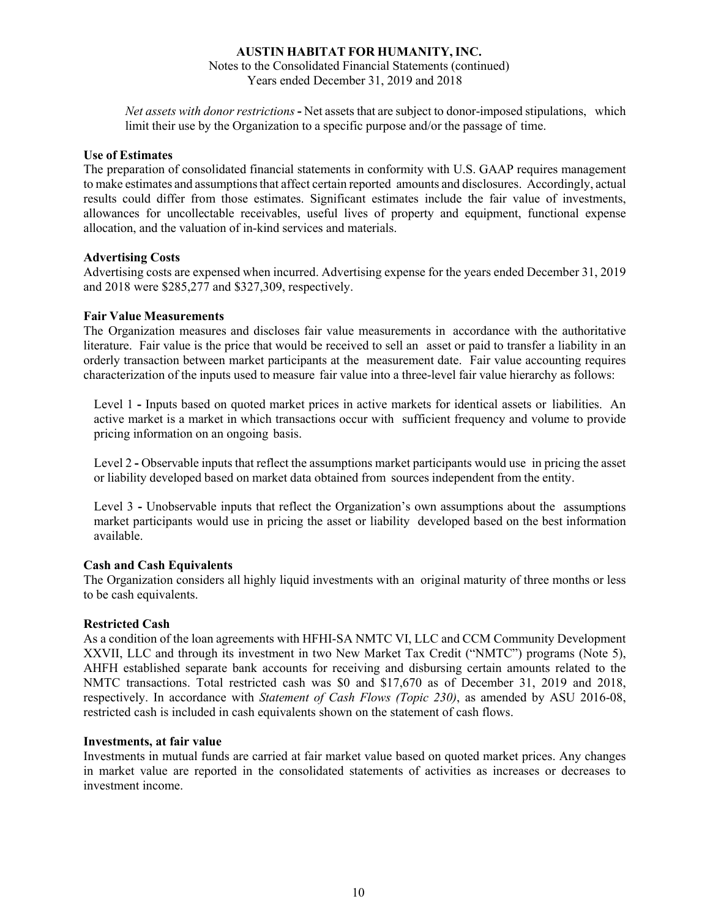*Net assets with donor restrictions* **-** Net assets that are subject to donor-imposed stipulations, which limit their use by the Organization to a specific purpose and/or the passage of time.

**Use of Estimates**

The preparation of consolidated financial statements in conformity with U.S. GAAP requires management to make estimates and assumptions that affect certain reported amounts and disclosures. Accordingly, actual results could differ from those estimates. Significant estimates include the fair value of investments, allowances for uncollectable receivables, useful lives of property and equipment, functional expense allocation, and the valuation of in-kind services and materials.

**Advertising Costs**

Advertising costs are expensed when incurred. Advertising expense for the years ended December 31, 2019 and 2018 were $285,277 and $327,309, respectively.

**Fair Value Measurements**

The Organization measures and discloses fair value measurements in accordance with the authoritative literature. Fair value is the price that would be received to sell an asset or paid to transfer a liability in an orderly transaction between market participants at the measurement date. Fair value accounting requires characterization of the inputs used to measure fair value into a three-level fair value hierarchy as follows:

Level 1 **-** Inputs based on quoted market prices in active markets for identical assets or liabilities. An active market is a market in which transactions occur with sufficient frequency and volume to provide pricing information on an ongoing basis.

Level 2 **-** Observable inputs that reflect the assumptions market participants would use in pricing the asset or liability developed based on market data obtained from sources independent from the entity.

Level 3 **-** Unobservable inputs that reflect the Organization's own assumptions about the assumptions market participants would use in pricing the asset or liability developed based on the best information available.

**Cash and Cash Equivalents**

The Organization considers all highly liquid investments with an original maturity of three months or less to be cash equivalents.

**Restricted Cash**

As a condition of the loan agreements with HFHI-SA NMTC VI, LLC and CCM Community Development XXVII, LLC and through its investment in two New Market Tax Credit ("NMTC") programs (Note 5), AHFH established separate bank accounts for receiving and disbursing certain amounts related to the NMTC transactions. Total restricted cash was $0 and $17,670 as of December 31, 2019 and 2018, respectively. In accordance with *Statement of Cash Flows (Topic 230)*, as amended by ASU 2016-08, restricted cash is included in cash equivalents shown on the statement of cash flows.

**Investments, at fair value**

Investments in mutual funds are carried at fair market value based on quoted market prices. Any changes in market value are reported in the consolidated statements of activities as increases or decreases to investment income.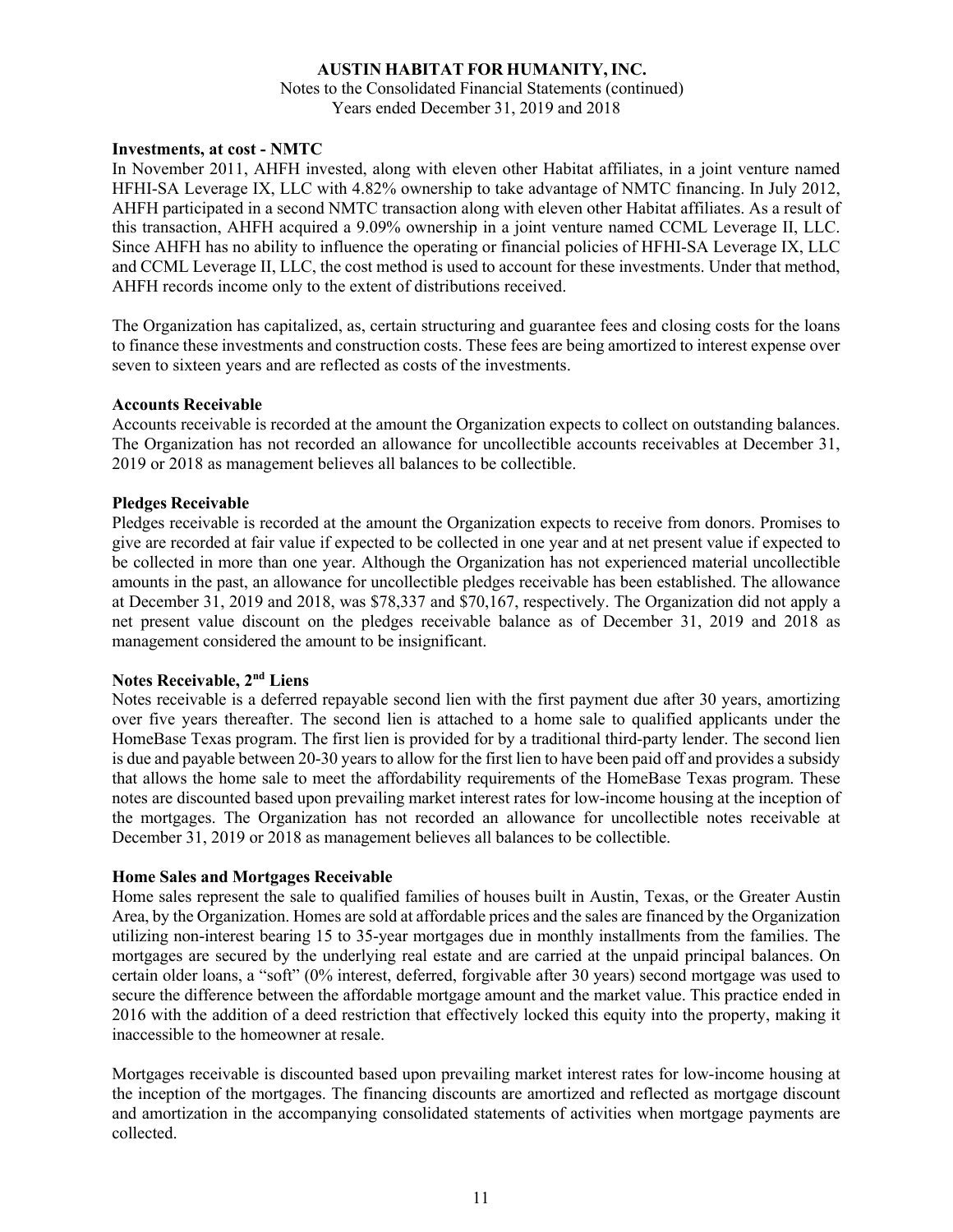**Investments, at cost - NMTC**

In November 2011, AHFH invested, along with eleven other Habitat affiliates, in a joint venture named HFHI-SA Leverage IX, LLC with 4.82% ownership to take advantage of NMTC financing. In July 2012, AHFH participated in a second NMTC transaction along with eleven other Habitat affiliates. As a result of this transaction, AHFH acquired a 9.09% ownership in a joint venture named CCML Leverage II, LLC. Since AHFH has no ability to influence the operating or financial policies of HFHI-SA Leverage IX, LLC and CCML Leverage II, LLC, the cost method is used to account for these investments. Under that method, AHFH records income only to the extent of distributions received.

The Organization has capitalized, as, certain structuring and guarantee fees and closing costs for the loans to finance these investments and construction costs. These fees are being amortized to interest expense over seven to sixteen years and are reflected as costs of the investments.

**Accounts Receivable**

Accounts receivable is recorded at the amount the Organization expects to collect on outstanding balances. The Organization has not recorded an allowance for uncollectible accounts receivables at December 31, 2019 or 2018 as management believes all balances to be collectible.

**Pledges Receivable**

Pledges receivable is recorded at the amount the Organization expects to receive from donors. Promises to give are recorded at fair value if expected to be collected in one year and at net present value if expected to be collected in more than one year. Although the Organization has not experienced material uncollectible amounts in the past, an allowance for uncollectible pledges receivable has been established. The allowance at December 31, 2019 and 2018, was $78,337 and $70,167, respectively. The Organization did not apply a net present value discount on the pledges receivable balance as of December 31, 2019 and 2018 as management considered the amount to be insignificant.

**Notes Receivable, 2nd Liens**

Notes receivable is a deferred repayable second lien with the first payment due after 30 years, amortizing over five years thereafter. The second lien is attached to a home sale to qualified applicants under the HomeBase Texas program. The first lien is provided for by a traditional third-party lender. The second lien is due and payable between 20-30 years to allow for the first lien to have been paid off and provides a subsidy that allows the home sale to meet the affordability requirements of the HomeBase Texas program. These notes are discounted based upon prevailing market interest rates for low-income housing at the inception of the mortgages. The Organization has not recorded an allowance for uncollectible notes receivable at December 31, 2019 or 2018 as management believes all balances to be collectible.

**Home Sales and Mortgages Receivable**

Home sales represent the sale to qualified families of houses built in Austin, Texas, or the Greater Austin Area, by the Organization. Homes are sold at affordable prices and the sales are financed by the Organization utilizing non-interest bearing 15 to 35-year mortgages due in monthly installments from the families. The mortgages are secured by the underlying real estate and are carried at the unpaid principal balances. On certain older loans, a "soft" (0% interest, deferred, forgivable after 30 years) second mortgage was used to secure the difference between the affordable mortgage amount and the market value. This practice ended in 2016 with the addition of a deed restriction that effectively locked this equity into the property, making it inaccessible to the homeowner at resale.

Mortgages receivable is discounted based upon prevailing market interest rates for low-income housing at the inception of the mortgages. The financing discounts are amortized and reflected as mortgage discount and amortization in the accompanying consolidated statements of activities when mortgage payments are collected.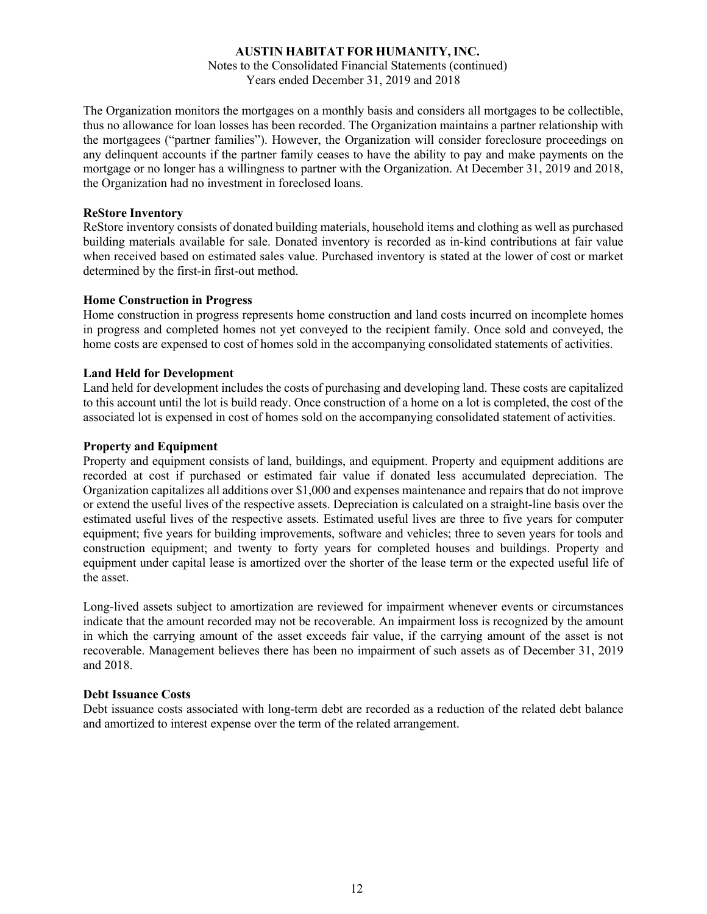The Organization monitors the mortgages on a monthly basis and considers all mortgages to be collectible, thus no allowance for loan losses has been recorded. The Organization maintains a partner relationship with the mortgagees ("partner families"). However, the Organization will consider foreclosure proceedings on any delinquent accounts if the partner family ceases to have the ability to pay and make payments on the mortgage or no longer has a willingness to partner with the Organization. At December 31, 2019 and 2018, the Organization had no investment in foreclosed loans.

**ReStore Inventory**

ReStore inventory consists of donated building materials, household items and clothing as well as purchased building materials available for sale. Donated inventory is recorded as in-kind contributions at fair value when received based on estimated sales value. Purchased inventory is stated at the lower of cost or market determined by the first-in first-out method.

**Home Construction in Progress**

Home construction in progress represents home construction and land costs incurred on incomplete homes in progress and completed homes not yet conveyed to the recipient family. Once sold and conveyed, the home costs are expensed to cost of homes sold in the accompanying consolidated statements of activities.

**Land Held for Development**

Land held for development includes the costs of purchasing and developing land. These costs are capitalized to this account until the lot is build ready. Once construction of a home on a lot is completed, the cost of the associated lot is expensed in cost of homes sold on the accompanying consolidated statement of activities.

**Property and Equipment**

Property and equipment consists of land, buildings, and equipment. Property and equipment additions are recorded at cost if purchased or estimated fair value if donated less accumulated depreciation. The Organization capitalizes all additions over $1,000 and expenses maintenance and repairs that do not improve or extend the useful lives of the respective assets. Depreciation is calculated on a straight-line basis over the estimated useful lives of the respective assets. Estimated useful lives are three to five years for computer equipment; five years for building improvements, software and vehicles; three to seven years for tools and construction equipment; and twenty to forty years for completed houses and buildings. Property and equipment under capital lease is amortized over the shorter of the lease term or the expected useful life of the asset.

Long-lived assets subject to amortization are reviewed for impairment whenever events or circumstances indicate that the amount recorded may not be recoverable. An impairment loss is recognized by the amount in which the carrying amount of the asset exceeds fair value, if the carrying amount of the asset is not recoverable. Management believes there has been no impairment of such assets as of December 31, 2019 and 2018.

**Debt Issuance Costs**

Debt issuance costs associated with long-term debt are recorded as a reduction of the related debt balance and amortized to interest expense over the term of the related arrangement.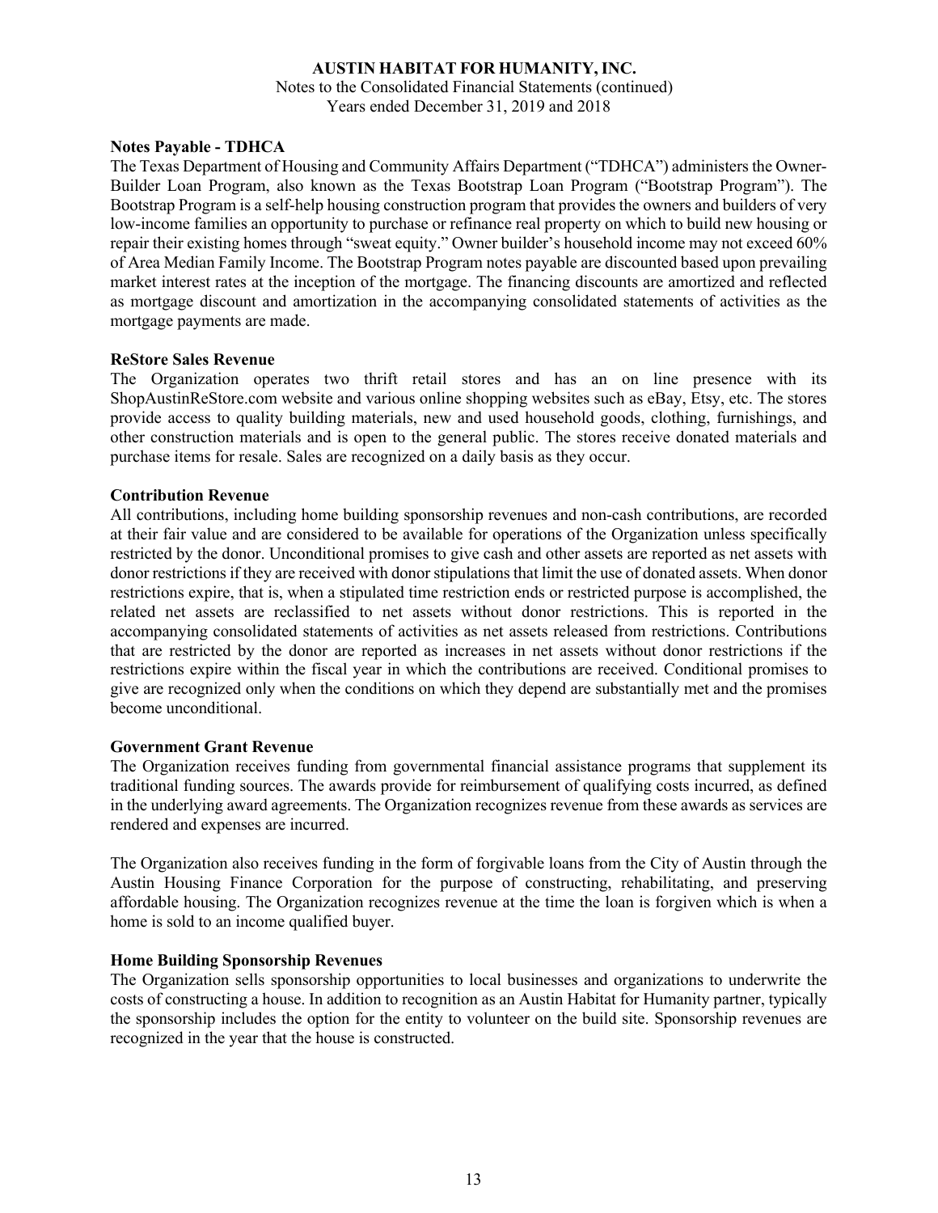**Notes Payable - TDHCA**

The Texas Department of Housing and Community Affairs Department ("TDHCA") administers the Owner-Builder Loan Program, also known as the Texas Bootstrap Loan Program ("Bootstrap Program"). The Bootstrap Program is a self-help housing construction program that provides the owners and builders of very low-income families an opportunity to purchase or refinance real property on which to build new housing or repair their existing homes through "sweat equity." Owner builder's household income may not exceed 60% of Area Median Family Income. The Bootstrap Program notes payable are discounted based upon prevailing market interest rates at the inception of the mortgage. The financing discounts are amortized and reflected as mortgage discount and amortization in the accompanying consolidated statements of activities as the mortgage payments are made.

**ReStore Sales Revenue**

The Organization operates two thrift retail stores and has an on line presence with its ShopAustinReStore.com website and various online shopping websites such as eBay, Etsy, etc. The stores provide access to quality building materials, new and used household goods, clothing, furnishings, and other construction materials and is open to the general public. The stores receive donated materials and purchase items for resale. Sales are recognized on a daily basis as they occur.

**Contribution Revenue**

All contributions, including home building sponsorship revenues and non-cash contributions, are recorded at their fair value and are considered to be available for operations of the Organization unless specifically restricted by the donor. Unconditional promises to give cash and other assets are reported as net assets with donor restrictions if they are received with donor stipulations that limit the use of donated assets. When donor restrictions expire, that is, when a stipulated time restriction ends or restricted purpose is accomplished, the related net assets are reclassified to net assets without donor restrictions. This is reported in the accompanying consolidated statements of activities as net assets released from restrictions. Contributions that are restricted by the donor are reported as increases in net assets without donor restrictions if the restrictions expire within the fiscal year in which the contributions are received. Conditional promises to give are recognized only when the conditions on which they depend are substantially met and the promises become unconditional.

**Government Grant Revenue**

The Organization receives funding from governmental financial assistance programs that supplement its traditional funding sources. The awards provide for reimbursement of qualifying costs incurred, as defined in the underlying award agreements. The Organization recognizes revenue from these awards as services are rendered and expenses are incurred.

The Organization also receives funding in the form of forgivable loans from the City of Austin through the Austin Housing Finance Corporation for the purpose of constructing, rehabilitating, and preserving affordable housing. The Organization recognizes revenue at the time the loan is forgiven which is when a home is sold to an income qualified buyer.

**Home Building Sponsorship Revenues**

The Organization sells sponsorship opportunities to local businesses and organizations to underwrite the costs of constructing a house. In addition to recognition as an Austin Habitat for Humanity partner, typically the sponsorship includes the option for the entity to volunteer on the build site. Sponsorship revenues are recognized in the year that the house is constructed.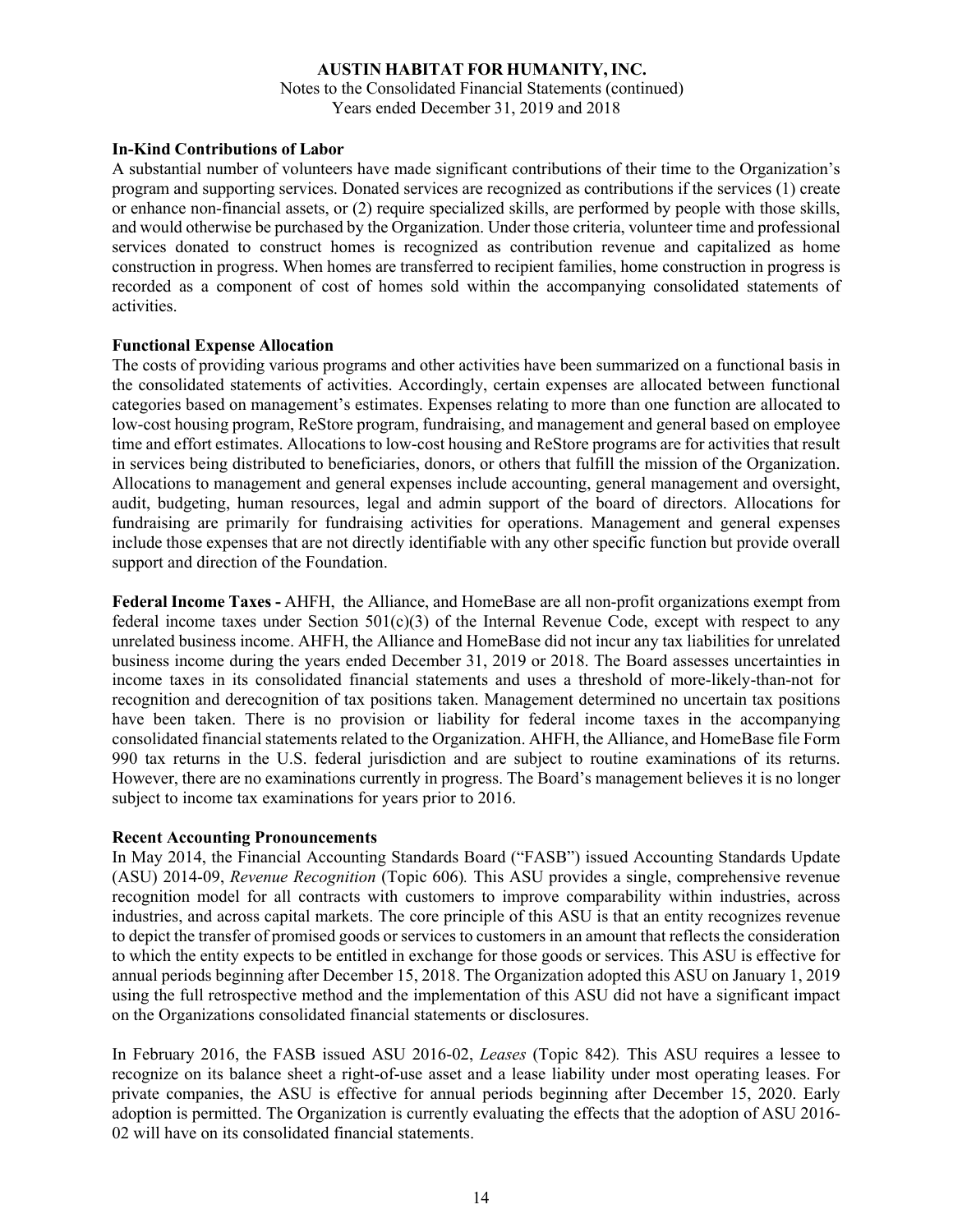**In-Kind Contributions of Labor**
A substantial number of volunteers have made significant contributions of their time to the Organization's program and supporting services. Donated services are recognized as contributions if the services (1) create or enhance non-financial assets, or (2) require specialized skills, are performed by people with those skills, and would otherwise be purchased by the Organization. Under those criteria, volunteer time and professional services donated to construct homes is recognized as contribution revenue and capitalized as home construction in progress. When homes are transferred to recipient families, home construction in progress is recorded as a component of cost of homes sold within the accompanying consolidated statements of activities.

**Functional Expense Allocation**
The costs of providing various programs and other activities have been summarized on a functional basis in the consolidated statements of activities. Accordingly, certain expenses are allocated between functional categories based on management's estimates. Expenses relating to more than one function are allocated to low-cost housing program, ReStore program, fundraising, and management and general based on employee time and effort estimates. Allocations to low-cost housing and ReStore programs are for activities that result in services being distributed to beneficiaries, donors, or others that fulfill the mission of the Organization. Allocations to management and general expenses include accounting, general management and oversight, audit, budgeting, human resources, legal and admin support of the board of directors. Allocations for fundraising are primarily for fundraising activities for operations. Management and general expenses include those expenses that are not directly identifiable with any other specific function but provide overall support and direction of the Foundation.

**Federal Income Taxes -** AHFH, the Alliance, and HomeBase are all non-profit organizations exempt from federal income taxes under Section 501(c)(3) of the Internal Revenue Code, except with respect to any unrelated business income. AHFH, the Alliance and HomeBase did not incur any tax liabilities for unrelated business income during the years ended December 31, 2019 or 2018. The Board assesses uncertainties in income taxes in its consolidated financial statements and uses a threshold of more-likely-than-not for recognition and derecognition of tax positions taken. Management determined no uncertain tax positions have been taken. There is no provision or liability for federal income taxes in the accompanying consolidated financial statements related to the Organization. AHFH, the Alliance, and HomeBase file Form 990 tax returns in the U.S. federal jurisdiction and are subject to routine examinations of its returns. However, there are no examinations currently in progress. The Board's management believes it is no longer subject to income tax examinations for years prior to 2016.

**Recent Accounting Pronouncements**
In May 2014, the Financial Accounting Standards Board ("FASB") issued Accounting Standards Update (ASU) 2014-09, *Revenue Recognition* (Topic 606)*.* This ASU provides a single, comprehensive revenue recognition model for all contracts with customers to improve comparability within industries, across industries, and across capital markets. The core principle of this ASU is that an entity recognizes revenue to depict the transfer of promised goods or services to customers in an amount that reflects the consideration to which the entity expects to be entitled in exchange for those goods or services. This ASU is effective for annual periods beginning after December 15, 2018. The Organization adopted this ASU on January 1, 2019 using the full retrospective method and the implementation of this ASU did not have a significant impact on the Organizations consolidated financial statements or disclosures.

In February 2016, the FASB issued ASU 2016-02, *Leases* (Topic 842)*.* This ASU requires a lessee to recognize on its balance sheet a right-of-use asset and a lease liability under most operating leases. For private companies, the ASU is effective for annual periods beginning after December 15, 2020. Early adoption is permitted. The Organization is currently evaluating the effects that the adoption of ASU 2016-02 will have on its consolidated financial statements.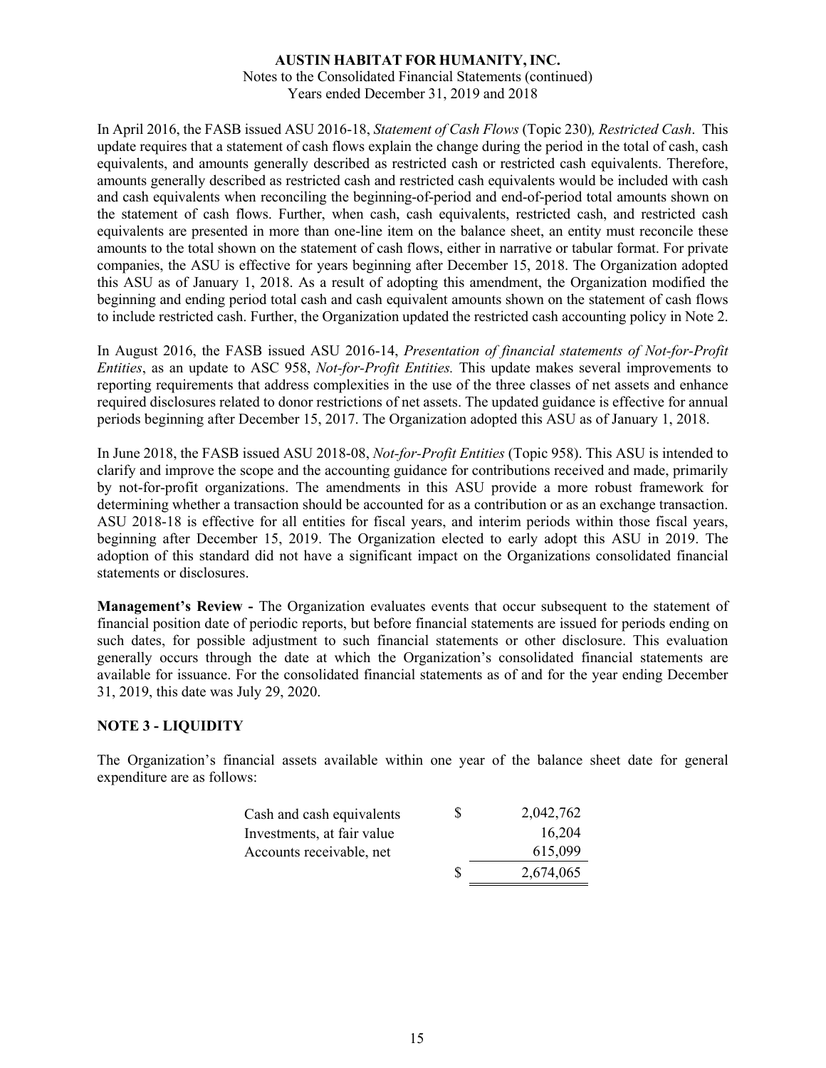In April 2016, the FASB issued ASU 2016-18, *Statement of Cash Flows* (Topic 230)*, Restricted Cash*. This update requires that a statement of cash flows explain the change during the period in the total of cash, cash equivalents, and amounts generally described as restricted cash or restricted cash equivalents. Therefore, amounts generally described as restricted cash and restricted cash equivalents would be included with cash and cash equivalents when reconciling the beginning-of-period and end-of-period total amounts shown on the statement of cash flows. Further, when cash, cash equivalents, restricted cash, and restricted cash equivalents are presented in more than one-line item on the balance sheet, an entity must reconcile these amounts to the total shown on the statement of cash flows, either in narrative or tabular format. For private companies, the ASU is effective for years beginning after December 15, 2018. The Organization adopted this ASU as of January 1, 2018. As a result of adopting this amendment, the Organization modified the beginning and ending period total cash and cash equivalent amounts shown on the statement of cash flows to include restricted cash. Further, the Organization updated the restricted cash accounting policy in Note 2.

In August 2016, the FASB issued ASU 2016-14, *Presentation of financial statements of Not-for-Profit Entities*, as an update to ASC 958, *Not-for-Profit Entities.* This update makes several improvements to reporting requirements that address complexities in the use of the three classes of net assets and enhance required disclosures related to donor restrictions of net assets. The updated guidance is effective for annual periods beginning after December 15, 2017. The Organization adopted this ASU as of January 1, 2018.

In June 2018, the FASB issued ASU 2018-08, *Not-for-Profit Entities* (Topic 958). This ASU is intended to clarify and improve the scope and the accounting guidance for contributions received and made, primarily by not-for-profit organizations. The amendments in this ASU provide a more robust framework for determining whether a transaction should be accounted for as a contribution or as an exchange transaction. ASU 2018-18 is effective for all entities for fiscal years, and interim periods within those fiscal years, beginning after December 15, 2019. The Organization elected to early adopt this ASU in 2019. The adoption of this standard did not have a significant impact on the Organizations consolidated financial statements or disclosures.

**Management's Review -** The Organization evaluates events that occur subsequent to the statement of financial position date of periodic reports, but before financial statements are issued for periods ending on such dates, for possible adjustment to such financial statements or other disclosure. This evaluation generally occurs through the date at which the Organization's consolidated financial statements are available for issuance. For the consolidated financial statements as of and for the year ending December 31, 2019, this date was July 29, 2020.

## NOTE 3 - LIQUIDITY

The Organization's financial assets available within one year of the balance sheet date for general expenditure are as follows:

| | | |
|---|---|---|
| Cash and cash equivalents | $ | 2,042,762 |
| Investments, at fair value | | 16,204 |
| Accounts receivable, net | | 615,099 |
| | $ | 2,674,065 |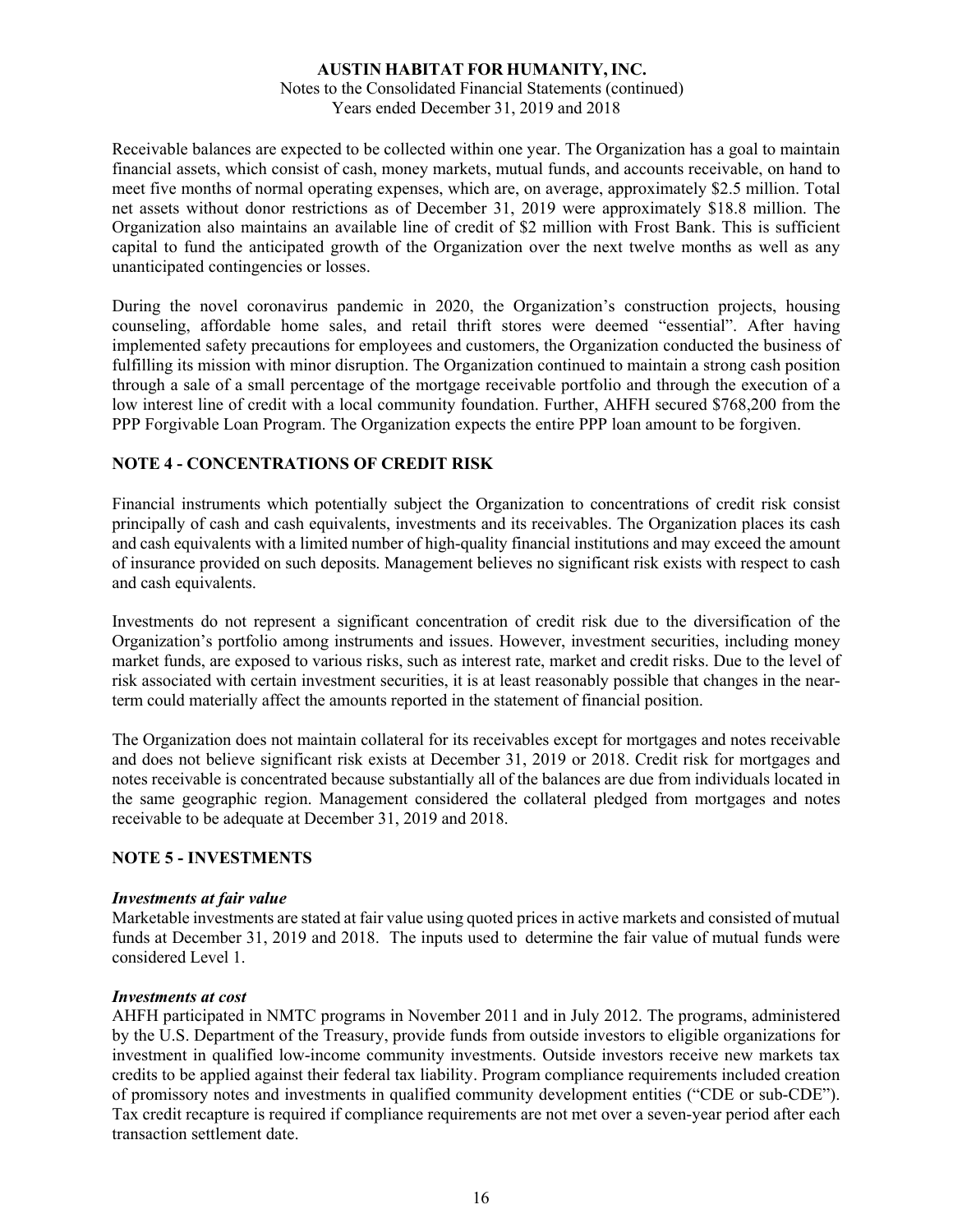Receivable balances are expected to be collected within one year. The Organization has a goal to maintain financial assets, which consist of cash, money markets, mutual funds, and accounts receivable, on hand to meet five months of normal operating expenses, which are, on average, approximately $2.5 million. Total net assets without donor restrictions as of December 31, 2019 were approximately $18.8 million. The Organization also maintains an available line of credit of $2 million with Frost Bank. This is sufficient capital to fund the anticipated growth of the Organization over the next twelve months as well as any unanticipated contingencies or losses.

During the novel coronavirus pandemic in 2020, the Organization's construction projects, housing counseling, affordable home sales, and retail thrift stores were deemed "essential". After having implemented safety precautions for employees and customers, the Organization conducted the business of fulfilling its mission with minor disruption. The Organization continued to maintain a strong cash position through a sale of a small percentage of the mortgage receivable portfolio and through the execution of a low interest line of credit with a local community foundation. Further, AHFH secured $768,200 from the PPP Forgivable Loan Program. The Organization expects the entire PPP loan amount to be forgiven.

## NOTE 4 - CONCENTRATIONS OF CREDIT RISK

Financial instruments which potentially subject the Organization to concentrations of credit risk consist principally of cash and cash equivalents, investments and its receivables. The Organization places its cash and cash equivalents with a limited number of high-quality financial institutions and may exceed the amount of insurance provided on such deposits. Management believes no significant risk exists with respect to cash and cash equivalents.

Investments do not represent a significant concentration of credit risk due to the diversification of the Organization's portfolio among instruments and issues. However, investment securities, including money market funds, are exposed to various risks, such as interest rate, market and credit risks. Due to the level of risk associated with certain investment securities, it is at least reasonably possible that changes in the near-term could materially affect the amounts reported in the statement of financial position.

The Organization does not maintain collateral for its receivables except for mortgages and notes receivable and does not believe significant risk exists at December 31, 2019 or 2018. Credit risk for mortgages and notes receivable is concentrated because substantially all of the balances are due from individuals located in the same geographic region. Management considered the collateral pledged from mortgages and notes receivable to be adequate at December 31, 2019 and 2018.

## NOTE 5 - INVESTMENTS

***Investments at fair value***

Marketable investments are stated at fair value using quoted prices in active markets and consisted of mutual funds at December 31, 2019 and 2018. The inputs used to determine the fair value of mutual funds were considered Level 1.

***Investments at cost***

AHFH participated in NMTC programs in November 2011 and in July 2012. The programs, administered by the U.S. Department of the Treasury, provide funds from outside investors to eligible organizations for investment in qualified low-income community investments. Outside investors receive new markets tax credits to be applied against their federal tax liability. Program compliance requirements included creation of promissory notes and investments in qualified community development entities ("CDE or sub-CDE"). Tax credit recapture is required if compliance requirements are not met over a seven-year period after each transaction settlement date.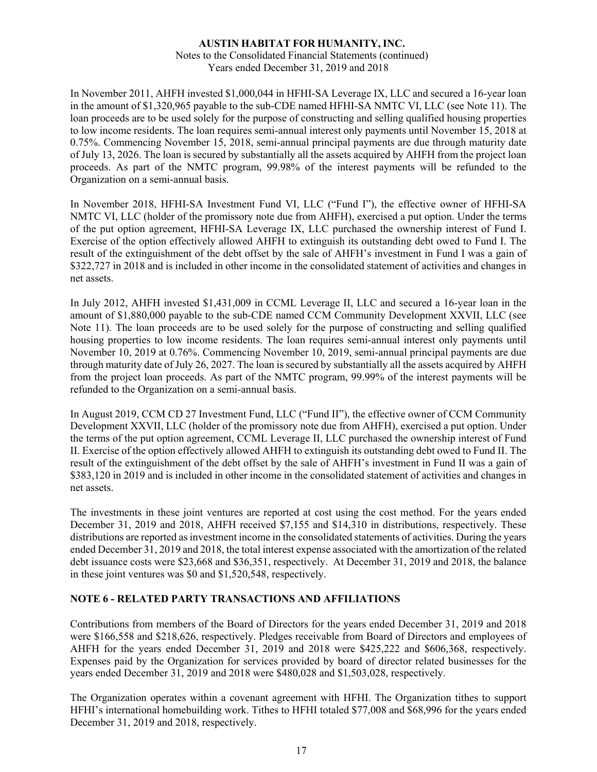In November 2011, AHFH invested $1,000,044 in HFHI-SA Leverage IX, LLC and secured a 16-year loan in the amount of $1,320,965 payable to the sub-CDE named HFHI-SA NMTC VI, LLC (see Note 11). The loan proceeds are to be used solely for the purpose of constructing and selling qualified housing properties to low income residents. The loan requires semi-annual interest only payments until November 15, 2018 at 0.75%. Commencing November 15, 2018, semi-annual principal payments are due through maturity date of July 13, 2026. The loan is secured by substantially all the assets acquired by AHFH from the project loan proceeds. As part of the NMTC program, 99.98% of the interest payments will be refunded to the Organization on a semi-annual basis.

In November 2018, HFHI-SA Investment Fund VI, LLC ("Fund I"), the effective owner of HFHI-SA NMTC VI, LLC (holder of the promissory note due from AHFH), exercised a put option. Under the terms of the put option agreement, HFHI-SA Leverage IX, LLC purchased the ownership interest of Fund I. Exercise of the option effectively allowed AHFH to extinguish its outstanding debt owed to Fund I. The result of the extinguishment of the debt offset by the sale of AHFH's investment in Fund I was a gain of $322,727 in 2018 and is included in other income in the consolidated statement of activities and changes in net assets.

In July 2012, AHFH invested $1,431,009 in CCML Leverage II, LLC and secured a 16-year loan in the amount of $1,880,000 payable to the sub-CDE named CCM Community Development XXVII, LLC (see Note 11). The loan proceeds are to be used solely for the purpose of constructing and selling qualified housing properties to low income residents. The loan requires semi-annual interest only payments until November 10, 2019 at 0.76%. Commencing November 10, 2019, semi-annual principal payments are due through maturity date of July 26, 2027. The loan is secured by substantially all the assets acquired by AHFH from the project loan proceeds. As part of the NMTC program, 99.99% of the interest payments will be refunded to the Organization on a semi-annual basis.

In August 2019, CCM CD 27 Investment Fund, LLC ("Fund II"), the effective owner of CCM Community Development XXVII, LLC (holder of the promissory note due from AHFH), exercised a put option. Under the terms of the put option agreement, CCML Leverage II, LLC purchased the ownership interest of Fund II. Exercise of the option effectively allowed AHFH to extinguish its outstanding debt owed to Fund II. The result of the extinguishment of the debt offset by the sale of AHFH's investment in Fund II was a gain of $383,120 in 2019 and is included in other income in the consolidated statement of activities and changes in net assets.

The investments in these joint ventures are reported at cost using the cost method. For the years ended December 31, 2019 and 2018, AHFH received $7,155 and $14,310 in distributions, respectively. These distributions are reported as investment income in the consolidated statements of activities. During the years ended December 31, 2019 and 2018, the total interest expense associated with the amortization of the related debt issuance costs were $23,668 and $36,351, respectively. At December 31, 2019 and 2018, the balance in these joint ventures was $0 and $1,520,548, respectively.

## NOTE 6 - RELATED PARTY TRANSACTIONS AND AFFILIATIONS

Contributions from members of the Board of Directors for the years ended December 31, 2019 and 2018 were $166,558 and $218,626, respectively. Pledges receivable from Board of Directors and employees of AHFH for the years ended December 31, 2019 and 2018 were $425,222 and $606,368, respectively. Expenses paid by the Organization for services provided by board of director related businesses for the years ended December 31, 2019 and 2018 were $480,028 and $1,503,028, respectively.

The Organization operates within a covenant agreement with HFHI. The Organization tithes to support HFHI's international homebuilding work. Tithes to HFHI totaled $77,008 and $68,996 for the years ended December 31, 2019 and 2018, respectively.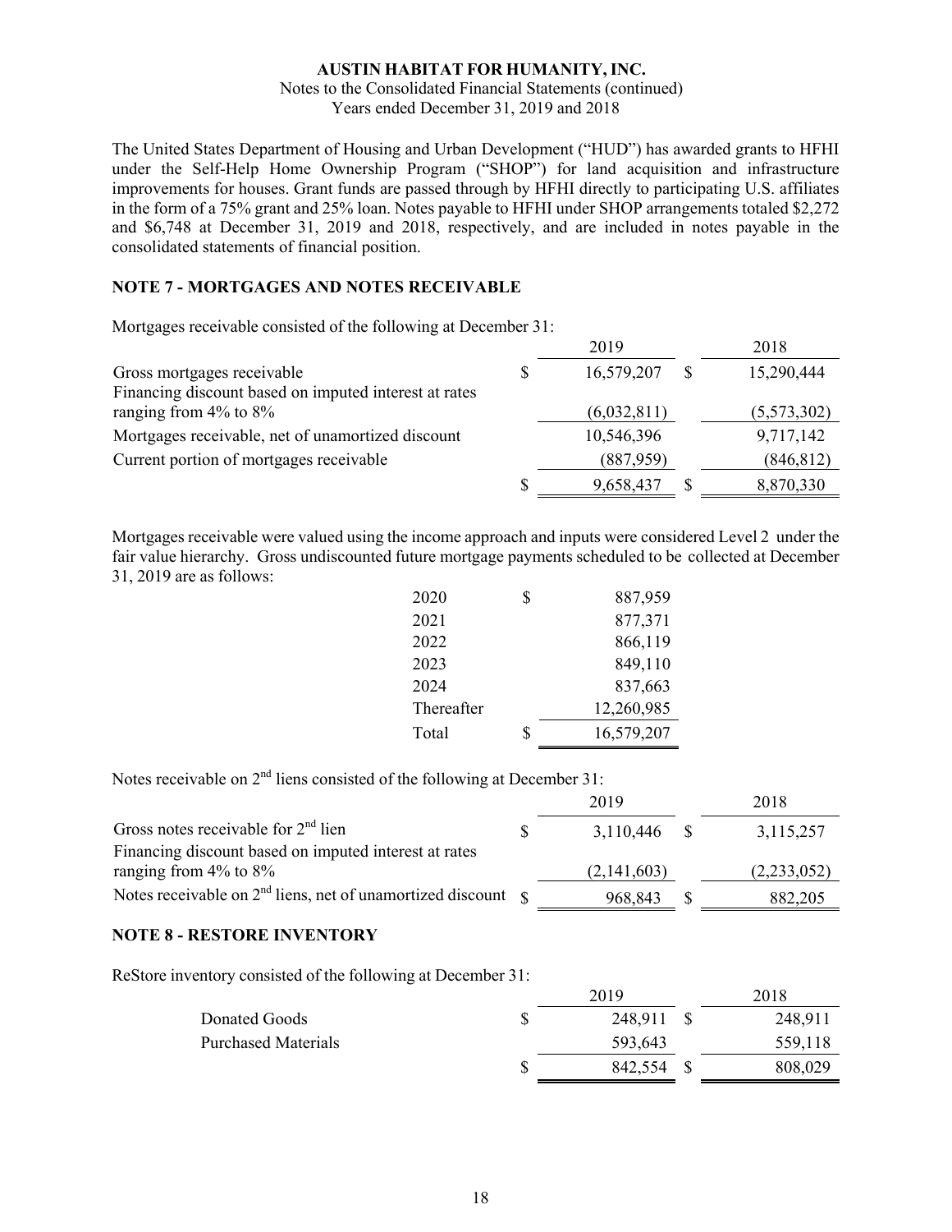The United States Department of Housing and Urban Development ("HUD") has awarded grants to HFHI under the Self-Help Home Ownership Program ("SHOP") for land acquisition and infrastructure improvements for houses. Grant funds are passed through by HFHI directly to participating U.S. affiliates in the form of a 75% grant and 25% loan. Notes payable to HFHI under SHOP arrangements totaled $2,272 and $6,748 at December 31, 2019 and 2018, respectively, and are included in notes payable in the consolidated statements of financial position.

## NOTE 7 - MORTGAGES AND NOTES RECEIVABLE

Mortgages receivable consisted of the following at December 31:

| | 2019 | 2018 |
|---|---|---|
| Gross mortgages receivable | $ 16,579,207 | $ 15,290,444 |
| Financing discount based on imputed interest at rates ranging from 4% to 8% | (6,032,811) | (5,573,302) |
| Mortgages receivable, net of unamortized discount | 10,546,396 | 9,717,142 |
| Current portion of mortgages receivable | (887,959) | (846,812) |
| | $ 9,658,437 | $ 8,870,330 |

Mortgages receivable were valued using the income approach and inputs were considered Level 2 under the fair value hierarchy. Gross undiscounted future mortgage payments scheduled to be collected at December 31, 2019 are as follows:

| | |
|---|---|
| 2020 | $ 887,959 |
| 2021 | 877,371 |
| 2022 | 866,119 |
| 2023 | 849,110 |
| 2024 | 837,663 |
| Thereafter | 12,260,985 |
| Total | $ 16,579,207 |

Notes receivable on 2nd liens consisted of the following at December 31:

| | 2019 | 2018 |
|---|---|---|
| Gross notes receivable for 2nd lien | $ 3,110,446 | $ 3,115,257 |
| Financing discount based on imputed interest at rates ranging from 4% to 8% | (2,141,603) | (2,233,052) |
| Notes receivable on 2nd liens, net of unamortized discount | $ 968,843 | $ 882,205 |

## NOTE 8 - RESTORE INVENTORY

ReStore inventory consisted of the following at December 31:

| | 2019 | 2018 |
|---|---|---|
| Donated Goods | $ 248,911 | $ 248,911 |
| Purchased Materials | 593,643 | 559,118 |
| | $ 842,554 | $ 808,029 |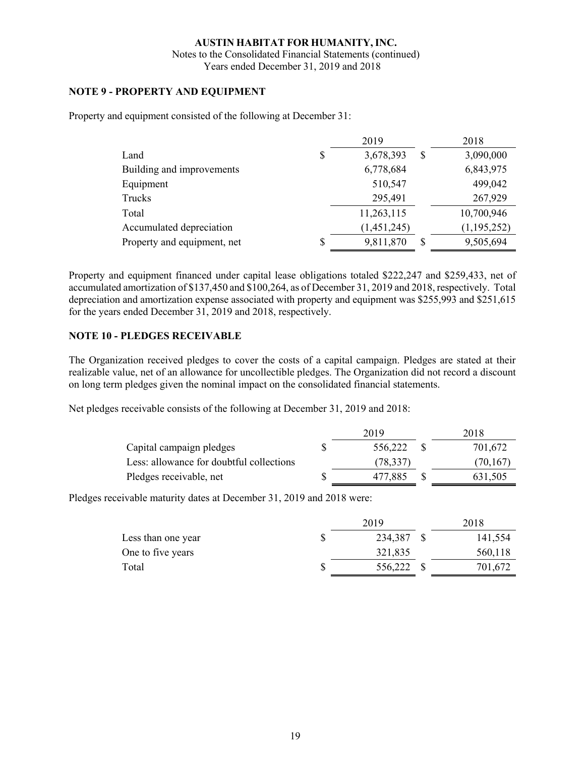**AUSTIN HABITAT FOR HUMANITY, INC.**
Notes to the Consolidated Financial Statements (continued)
Years ended December 31, 2019 and 2018

## NOTE 9 - PROPERTY AND EQUIPMENT

Property and equipment consisted of the following at December 31:

| | 2019 | 2018 |
|---|---|---|
| Land | $ 3,678,393 | $ 3,090,000 |
| Building and improvements | 6,778,684 | 6,843,975 |
| Equipment | 510,547 | 499,042 |
| Trucks | 295,491 | 267,929 |
| Total | 11,263,115 | 10,700,946 |
| Accumulated depreciation | (1,451,245) | (1,195,252) |
| Property and equipment, net | $ 9,811,870 | $ 9,505,694 |

Property and equipment financed under capital lease obligations totaled $222,247 and $259,433, net of accumulated amortization of $137,450 and $100,264, as of December 31, 2019 and 2018, respectively. Total depreciation and amortization expense associated with property and equipment was $255,993 and $251,615 for the years ended December 31, 2019 and 2018, respectively.

## NOTE 10 - PLEDGES RECEIVABLE

The Organization received pledges to cover the costs of a capital campaign. Pledges are stated at their realizable value, net of an allowance for uncollectible pledges. The Organization did not record a discount on long term pledges given the nominal impact on the consolidated financial statements.

Net pledges receivable consists of the following at December 31, 2019 and 2018:

| | 2019 | 2018 |
|---|---|---|
| Capital campaign pledges | $ 556,222 | $ 701,672 |
| Less: allowance for doubtful collections | (78,337) | (70,167) |
| Pledges receivable, net | $ 477,885 | $ 631,505 |

Pledges receivable maturity dates at December 31, 2019 and 2018 were:

| | 2019 | 2018 |
|---|---|---|
| Less than one year | $ 234,387 | $ 141,554 |
| One to five years | 321,835 | 560,118 |
| Total | $ 556,222 | $ 701,672 |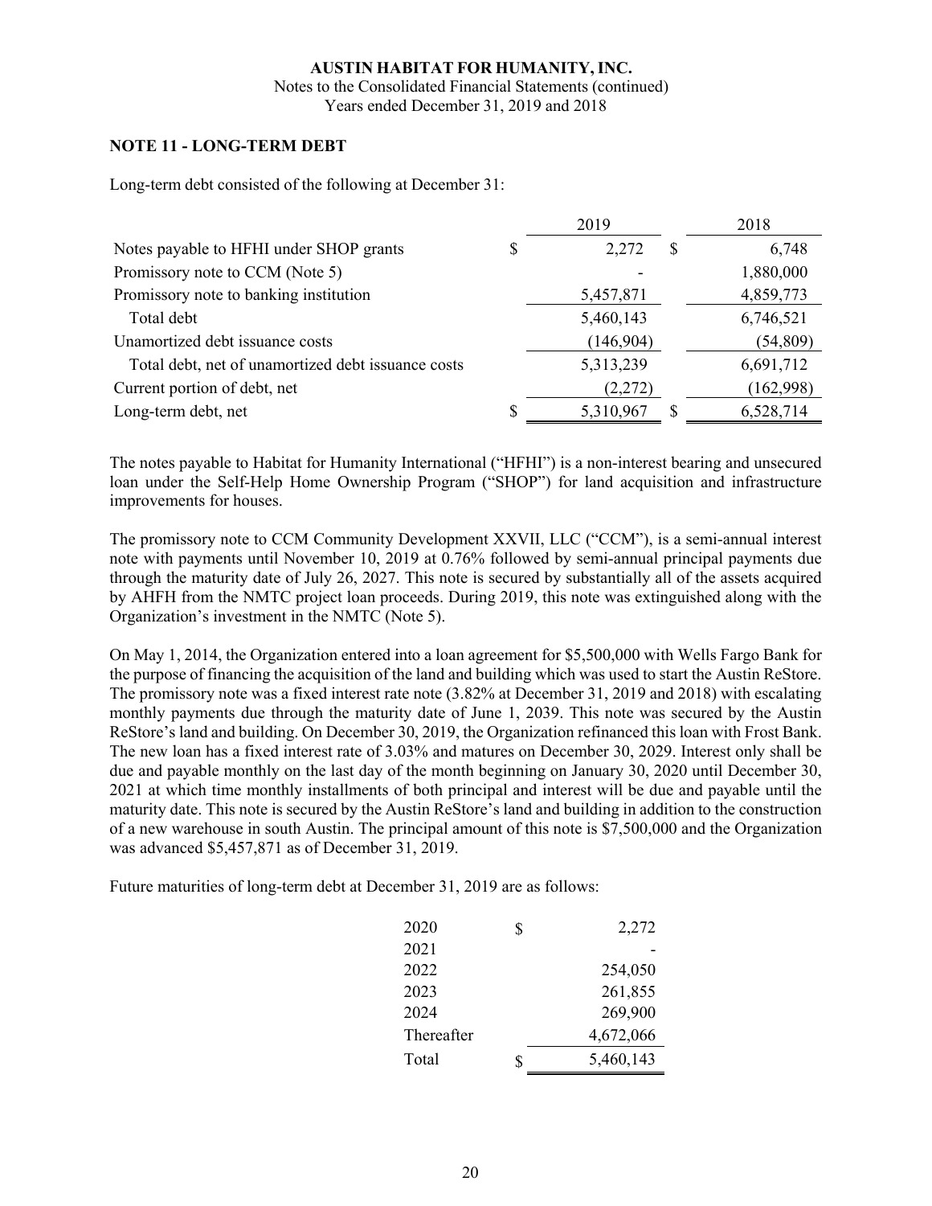**AUSTIN HABITAT FOR HUMANITY, INC.**
Notes to the Consolidated Financial Statements (continued)
Years ended December 31, 2019 and 2018

## NOTE 11 - LONG-TERM DEBT

Long-term debt consisted of the following at December 31:

| | 2019 | 2018 |
|---|---|---|
| Notes payable to HFHI under SHOP grants | $ 2,272 | $ 6,748 |
| Promissory note to CCM (Note 5) | - | 1,880,000 |
| Promissory note to banking institution | 5,457,871 | 4,859,773 |
| Total debt | 5,460,143 | 6,746,521 |
| Unamortized debt issuance costs | (146,904) | (54,809) |
| Total debt, net of unamortized debt issuance costs | 5,313,239 | 6,691,712 |
| Current portion of debt, net | (2,272) | (162,998) |
| Long-term debt, net | $ 5,310,967 | $ 6,528,714 |

The notes payable to Habitat for Humanity International ("HFHI") is a non-interest bearing and unsecured loan under the Self-Help Home Ownership Program ("SHOP") for land acquisition and infrastructure improvements for houses.

The promissory note to CCM Community Development XXVII, LLC ("CCM"), is a semi-annual interest note with payments until November 10, 2019 at 0.76% followed by semi-annual principal payments due through the maturity date of July 26, 2027. This note is secured by substantially all of the assets acquired by AHFH from the NMTC project loan proceeds. During 2019, this note was extinguished along with the Organization's investment in the NMTC (Note 5).

On May 1, 2014, the Organization entered into a loan agreement for $5,500,000 with Wells Fargo Bank for the purpose of financing the acquisition of the land and building which was used to start the Austin ReStore. The promissory note was a fixed interest rate note (3.82% at December 31, 2019 and 2018) with escalating monthly payments due through the maturity date of June 1, 2039. This note was secured by the Austin ReStore's land and building. On December 30, 2019, the Organization refinanced this loan with Frost Bank. The new loan has a fixed interest rate of 3.03% and matures on December 30, 2029. Interest only shall be due and payable monthly on the last day of the month beginning on January 30, 2020 until December 30, 2021 at which time monthly installments of both principal and interest will be due and payable until the maturity date. This note is secured by the Austin ReStore's land and building in addition to the construction of a new warehouse in south Austin. The principal amount of this note is $7,500,000 and the Organization was advanced $5,457,871 as of December 31, 2019.

Future maturities of long-term debt at December 31, 2019 are as follows:

| | |
|---|---|
| 2020 | $ 2,272 |
| 2021 | - |
| 2022 | 254,050 |
| 2023 | 261,855 |
| 2024 | 269,900 |
| Thereafter | 4,672,066 |
| Total | $ 5,460,143 |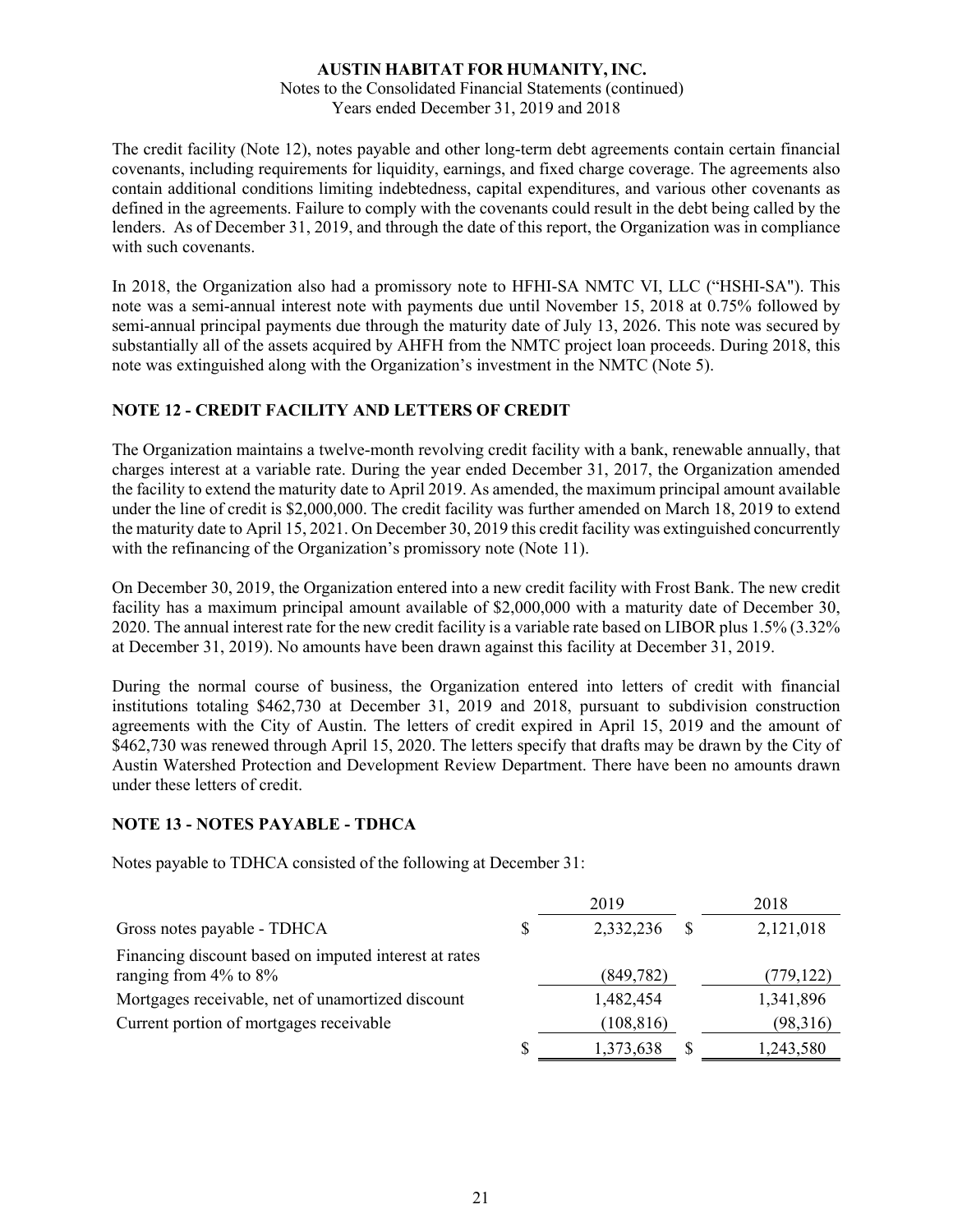The credit facility (Note 12), notes payable and other long-term debt agreements contain certain financial covenants, including requirements for liquidity, earnings, and fixed charge coverage. The agreements also contain additional conditions limiting indebtedness, capital expenditures, and various other covenants as defined in the agreements. Failure to comply with the covenants could result in the debt being called by the lenders. As of December 31, 2019, and through the date of this report, the Organization was in compliance with such covenants.

In 2018, the Organization also had a promissory note to HFHI-SA NMTC VI, LLC ("HSHI-SA"). This note was a semi-annual interest note with payments due until November 15, 2018 at 0.75% followed by semi-annual principal payments due through the maturity date of July 13, 2026. This note was secured by substantially all of the assets acquired by AHFH from the NMTC project loan proceeds. During 2018, this note was extinguished along with the Organization's investment in the NMTC (Note 5).

## NOTE 12 - CREDIT FACILITY AND LETTERS OF CREDIT

The Organization maintains a twelve-month revolving credit facility with a bank, renewable annually, that charges interest at a variable rate. During the year ended December 31, 2017, the Organization amended the facility to extend the maturity date to April 2019. As amended, the maximum principal amount available under the line of credit is $2,000,000. The credit facility was further amended on March 18, 2019 to extend the maturity date to April 15, 2021. On December 30, 2019 this credit facility was extinguished concurrently with the refinancing of the Organization's promissory note (Note 11).

On December 30, 2019, the Organization entered into a new credit facility with Frost Bank. The new credit facility has a maximum principal amount available of $2,000,000 with a maturity date of December 30, 2020. The annual interest rate for the new credit facility is a variable rate based on LIBOR plus 1.5% (3.32% at December 31, 2019). No amounts have been drawn against this facility at December 31, 2019.

During the normal course of business, the Organization entered into letters of credit with financial institutions totaling $462,730 at December 31, 2019 and 2018, pursuant to subdivision construction agreements with the City of Austin. The letters of credit expired in April 15, 2019 and the amount of $462,730 was renewed through April 15, 2020. The letters specify that drafts may be drawn by the City of Austin Watershed Protection and Development Review Department. There have been no amounts drawn under these letters of credit.

## NOTE 13 - NOTES PAYABLE - TDHCA

Notes payable to TDHCA consisted of the following at December 31:

| | 2019 | 2018 |
|---|---|---|
| Gross notes payable - TDHCA | $ 2,332,236 | $ 2,121,018 |
| Financing discount based on imputed interest at rates ranging from 4% to 8% | (849,782) | (779,122) |
| Mortgages receivable, net of unamortized discount | 1,482,454 | 1,341,896 |
| Current portion of mortgages receivable | (108,816) | (98,316) |
| | $ 1,373,638 | $ 1,243,580 |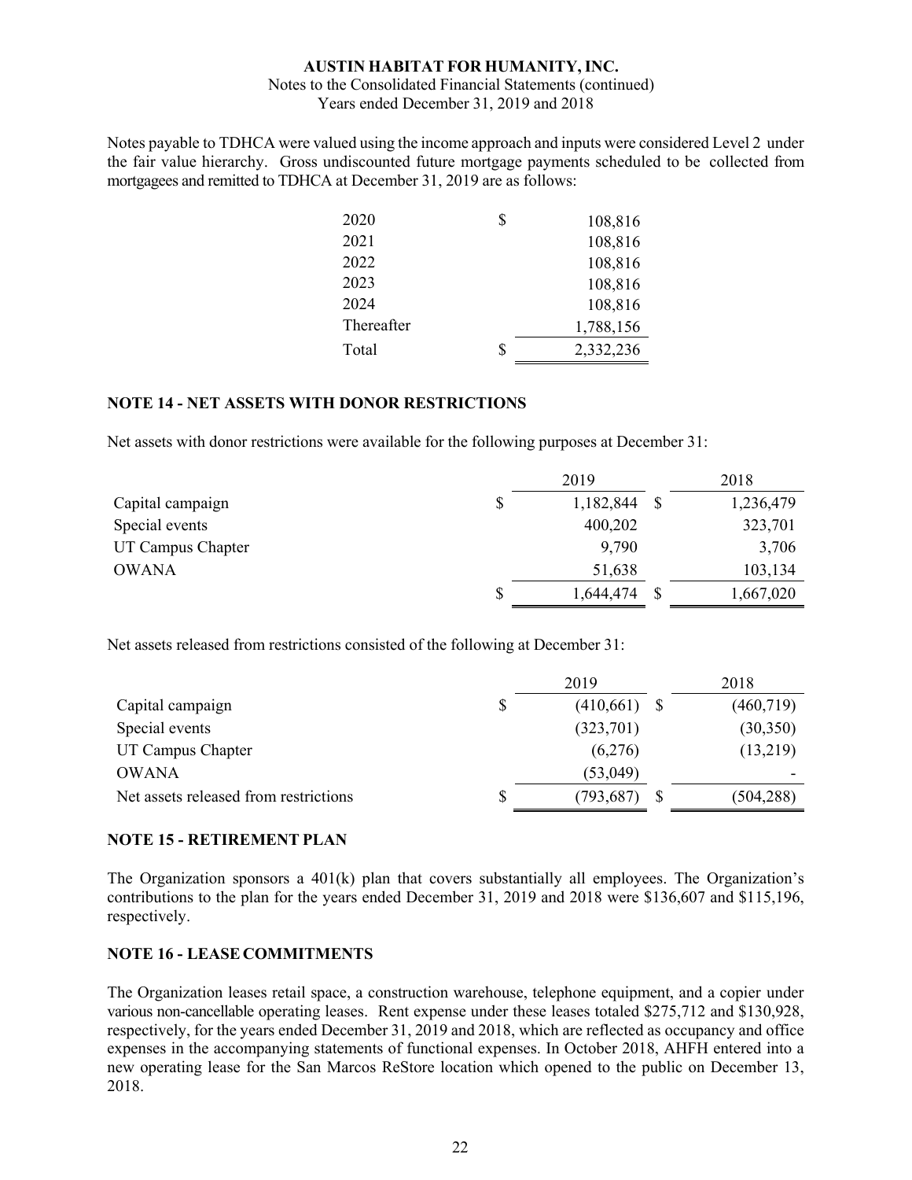Notes payable to TDHCA were valued using the income approach and inputs were considered Level 2 under the fair value hierarchy. Gross undiscounted future mortgage payments scheduled to be collected from mortgagees and remitted to TDHCA at December 31, 2019 are as follows:

| | | |
|---|---|---|
| 2020 | $ | 108,816 |
| 2021 | | 108,816 |
| 2022 | | 108,816 |
| 2023 | | 108,816 |
| 2024 | | 108,816 |
| Thereafter | | 1,788,156 |
| Total | $ | 2,332,236 |

## NOTE 14 - NET ASSETS WITH DONOR RESTRICTIONS

Net assets with donor restrictions were available for the following purposes at December 31:

| | | 2019 | | 2018 |
|---|---|---|---|---|
| Capital campaign | $ | 1,182,844 | $ | 1,236,479 |
| Special events | | 400,202 | | 323,701 |
| UT Campus Chapter | | 9,790 | | 3,706 |
| OWANA | | 51,638 | | 103,134 |
| | $ | 1,644,474 | $ | 1,667,020 |

Net assets released from restrictions consisted of the following at December 31:

| | | 2019 | | 2018 |
|---|---|---|---|---|
| Capital campaign | $ | (410,661) | $ | (460,719) |
| Special events | | (323,701) | | (30,350) |
| UT Campus Chapter | | (6,276) | | (13,219) |
| OWANA | | (53,049) | | - |
| Net assets released from restrictions | $ | (793,687) | $ | (504,288) |

## NOTE 15 - RETIREMENT PLAN

The Organization sponsors a 401(k) plan that covers substantially all employees. The Organization's contributions to the plan for the years ended December 31, 2019 and 2018 were $136,607 and $115,196, respectively.

## NOTE 16 - LEASE COMMITMENTS

The Organization leases retail space, a construction warehouse, telephone equipment, and a copier under various non-cancellable operating leases. Rent expense under these leases totaled $275,712 and $130,928, respectively, for the years ended December 31, 2019 and 2018, which are reflected as occupancy and office expenses in the accompanying statements of functional expenses. In October 2018, AHFH entered into a new operating lease for the San Marcos ReStore location which opened to the public on December 13, 2018.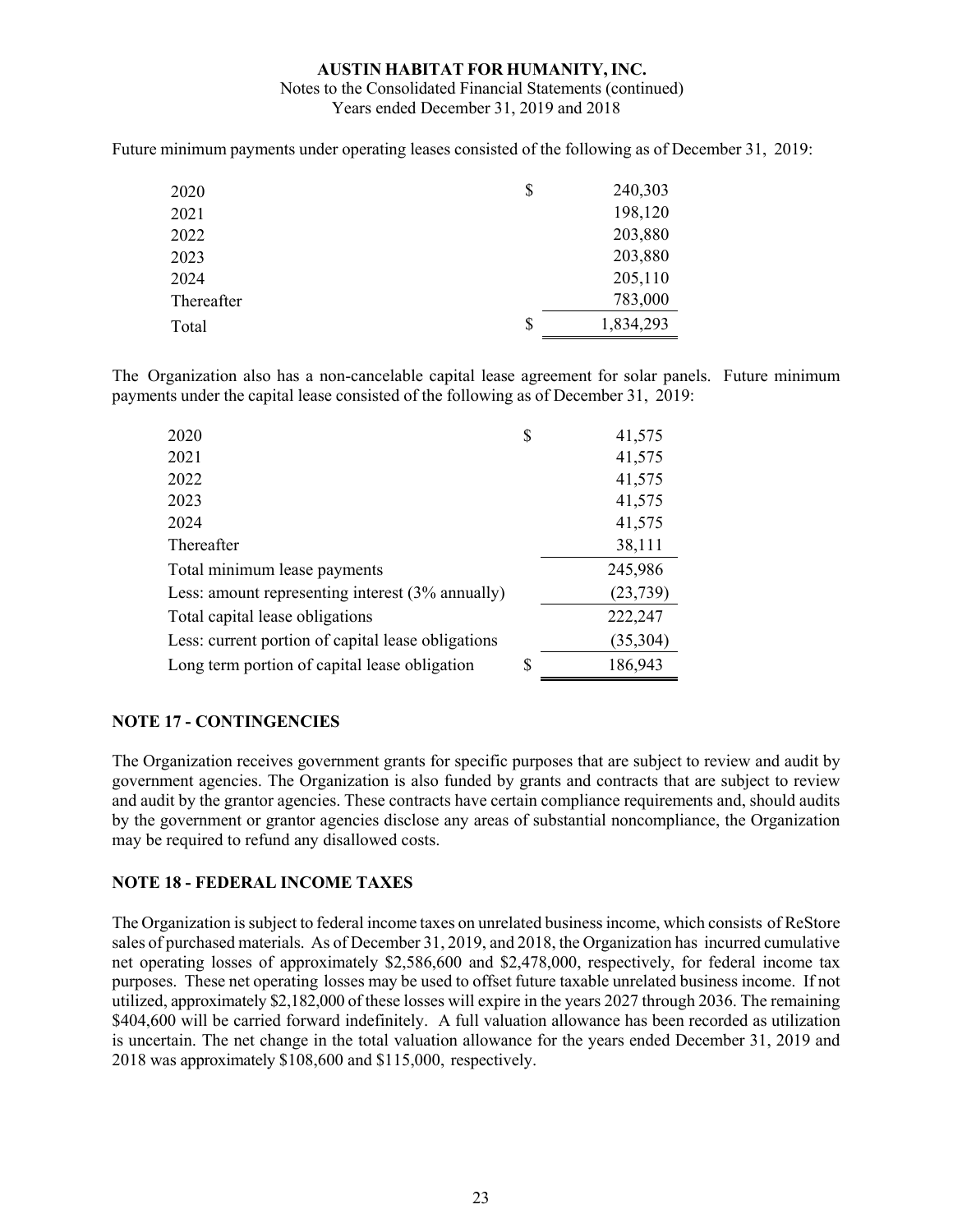Future minimum payments under operating leases consisted of the following as of December 31, 2019:

| | | |
|---|---|---|
| 2020 | $ | 240,303 |
| 2021 | | 198,120 |
| 2022 | | 203,880 |
| 2023 | | 203,880 |
| 2024 | | 205,110 |
| Thereafter | | 783,000 |
| Total | $ | 1,834,293 |

The Organization also has a non-cancelable capital lease agreement for solar panels. Future minimum payments under the capital lease consisted of the following as of December 31, 2019:

| | | |
|---|---|---|
| 2020 | $ | 41,575 |
| 2021 | | 41,575 |
| 2022 | | 41,575 |
| 2023 | | 41,575 |
| 2024 | | 41,575 |
| Thereafter | | 38,111 |
| Total minimum lease payments | | 245,986 |
| Less: amount representing interest (3% annually) | | (23,739) |
| Total capital lease obligations | | 222,247 |
| Less: current portion of capital lease obligations | | (35,304) |
| Long term portion of capital lease obligation | $ | 186,943 |

## NOTE 17 - CONTINGENCIES

The Organization receives government grants for specific purposes that are subject to review and audit by government agencies. The Organization is also funded by grants and contracts that are subject to review and audit by the grantor agencies. These contracts have certain compliance requirements and, should audits by the government or grantor agencies disclose any areas of substantial noncompliance, the Organization may be required to refund any disallowed costs.

## NOTE 18 - FEDERAL INCOME TAXES

The Organization is subject to federal income taxes on unrelated business income, which consists of ReStore sales of purchased materials. As of December 31, 2019, and 2018, the Organization has incurred cumulative net operating losses of approximately $2,586,600 and $2,478,000, respectively, for federal income tax purposes. These net operating losses may be used to offset future taxable unrelated business income. If not utilized, approximately $2,182,000 of these losses will expire in the years 2027 through 2036. The remaining $404,600 will be carried forward indefinitely. A full valuation allowance has been recorded as utilization is uncertain. The net change in the total valuation allowance for the years ended December 31, 2019 and 2018 was approximately $108,600 and $115,000, respectively.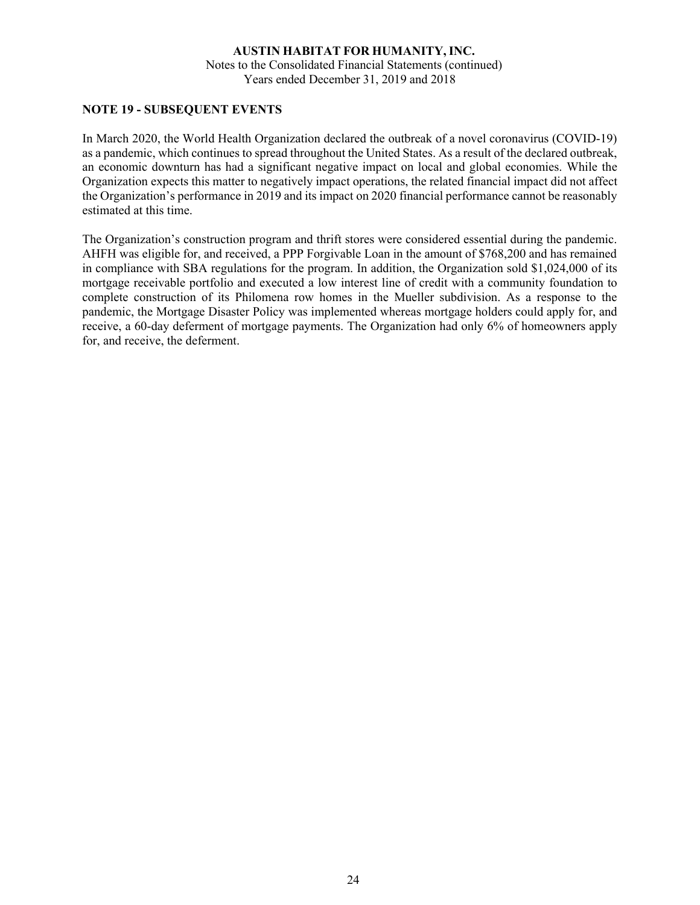## NOTE 19 - SUBSEQUENT EVENTS

In March 2020, the World Health Organization declared the outbreak of a novel coronavirus (COVID-19) as a pandemic, which continues to spread throughout the United States. As a result of the declared outbreak, an economic downturn has had a significant negative impact on local and global economies. While the Organization expects this matter to negatively impact operations, the related financial impact did not affect the Organization's performance in 2019 and its impact on 2020 financial performance cannot be reasonably estimated at this time.

The Organization's construction program and thrift stores were considered essential during the pandemic. AHFH was eligible for, and received, a PPP Forgivable Loan in the amount of $768,200 and has remained in compliance with SBA regulations for the program. In addition, the Organization sold $1,024,000 of its mortgage receivable portfolio and executed a low interest line of credit with a community foundation to complete construction of its Philomena row homes in the Mueller subdivision. As a response to the pandemic, the Mortgage Disaster Policy was implemented whereas mortgage holders could apply for, and receive, a 60-day deferment of mortgage payments. The Organization had only 6% of homeowners apply for, and receive, the deferment.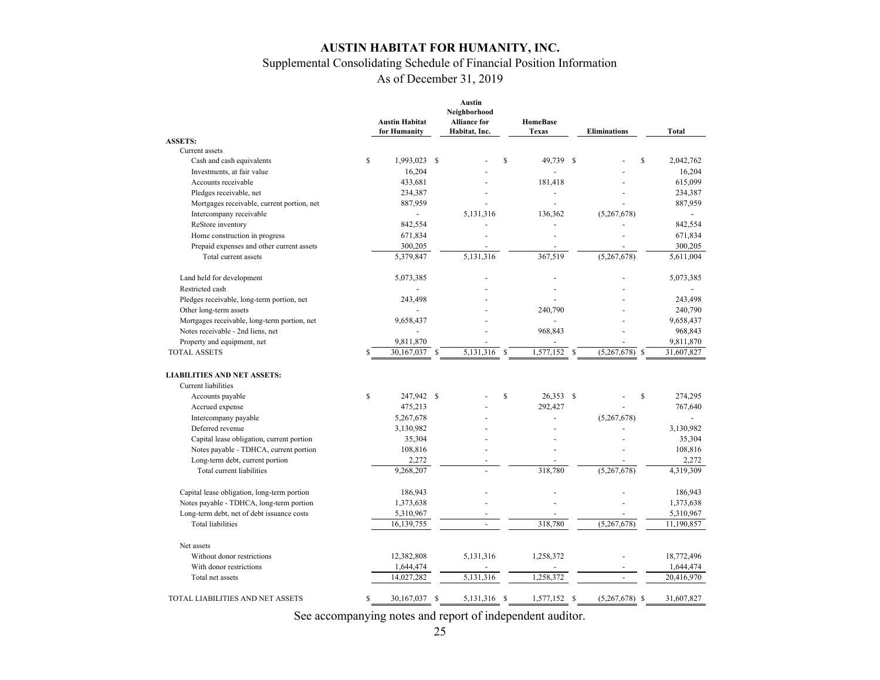# AUSTIN HABITAT FOR HUMANITY, INC.

## Supplemental Consolidating Schedule of Financial Position Information

### As of December 31, 2019

| | Austin Habitat for Humanity | Austin Neighborhood Alliance for Habitat, Inc. | HomeBase Texas | Eliminations | Total |
|---|---|---|---|---|---|
| **ASSETS:** | | | | | |
| Current assets | | | | | |
| Cash and cash equivalents | $ 1,993,023 | $ - | $ 49,739 | $ - | $ 2,042,762 |
| Investments, at fair value | 16,204 | - | - | - | 16,204 |
| Accounts receivable | 433,681 | - | 181,418 | - | 615,099 |
| Pledges receivable, net | 234,387 | - | - | - | 234,387 |
| Mortgages receivable, current portion, net | 887,959 | - | - | - | 887,959 |
| Intercompany receivable | - | 5,131,316 | 136,362 | (5,267,678) | - |
| ReStore inventory | 842,554 | - | - | - | 842,554 |
| Home construction in progress | 671,834 | - | - | - | 671,834 |
| Prepaid expenses and other current assets | 300,205 | - | - | - | 300,205 |
| Total current assets | 5,379,847 | 5,131,316 | 367,519 | (5,267,678) | 5,611,004 |
| Land held for development | 5,073,385 | - | - | - | 5,073,385 |
| Restricted cash | - | - | - | - | - |
| Pledges receivable, long-term portion, net | 243,498 | - | - | - | 243,498 |
| Other long-term assets | - | - | 240,790 | - | 240,790 |
| Mortgages receivable, long-term portion, net | 9,658,437 | - | - | - | 9,658,437 |
| Notes receivable - 2nd liens, net | - | - | 968,843 | - | 968,843 |
| Property and equipment, net | 9,811,870 | - | - | - | 9,811,870 |
| TOTAL ASSETS | $ 30,167,037 | $ 5,131,316 | $ 1,577,152 | $ (5,267,678) | $ 31,607,827 |
| **LIABILITIES AND NET ASSETS:** | | | | | |
| Current liabilities | | | | | |
| Accounts payable | $ 247,942 | $ - | $ 26,353 | $ - | $ 274,295 |
| Accrued expense | 475,213 | - | 292,427 | - | 767,640 |
| Intercompany payable | 5,267,678 | - | - | (5,267,678) | - |
| Deferred revenue | 3,130,982 | - | - | - | 3,130,982 |
| Capital lease obligation, current portion | 35,304 | - | - | - | 35,304 |
| Notes payable - TDHCA, current portion | 108,816 | - | - | - | 108,816 |
| Long-term debt, current portion | 2,272 | - | - | - | 2,272 |
| Total current liabilities | 9,268,207 | - | 318,780 | (5,267,678) | 4,319,309 |
| Capital lease obligation, long-term portion | 186,943 | - | - | - | 186,943 |
| Notes payable - TDHCA, long-term portion | 1,373,638 | - | - | - | 1,373,638 |
| Long-term debt, net of debt issuance costs | 5,310,967 | - | - | - | 5,310,967 |
| Total liabilities | 16,139,755 | - | 318,780 | (5,267,678) | 11,190,857 |
| Net assets | | | | | |
| Without donor restrictions | 12,382,808 | 5,131,316 | 1,258,372 | - | 18,772,496 |
| With donor restrictions | 1,644,474 | - | - | - | 1,644,474 |
| Total net assets | 14,027,282 | 5,131,316 | 1,258,372 | - | 20,416,970 |
| TOTAL LIABILITIES AND NET ASSETS | $ 30,167,037 | $ 5,131,316 | $ 1,577,152 | $ (5,267,678) | $ 31,607,827 |

See accompanying notes and report of independent auditor.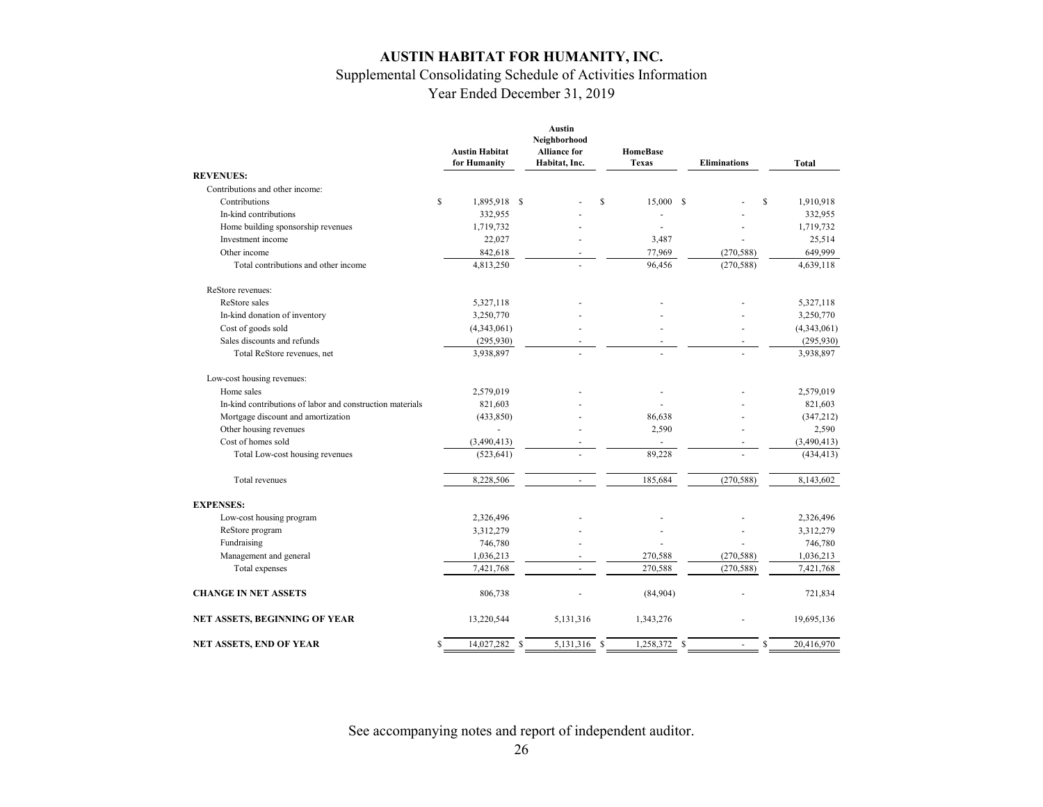# AUSTIN HABITAT FOR HUMANITY, INC.

Supplemental Consolidating Schedule of Activities Information

Year Ended December 31, 2019

| | Austin Habitat for Humanity | Austin Neighborhood Alliance for Habitat, Inc. | HomeBase Texas | Eliminations | Total |
|---|---|---|---|---|---|
| **REVENUES:** | | | | | |
| Contributions and other income: | | | | | |
| Contributions | $ 1,895,918 | $ - | $ 15,000 | $ - | $ 1,910,918 |
| In-kind contributions | 332,955 | - | - | - | 332,955 |
| Home building sponsorship revenues | 1,719,732 | - | - | - | 1,719,732 |
| Investment income | 22,027 | - | 3,487 | - | 25,514 |
| Other income | 842,618 | - | 77,969 | (270,588) | 649,999 |
| Total contributions and other income | 4,813,250 | - | 96,456 | (270,588) | 4,639,118 |
| ReStore revenues: | | | | | |
| ReStore sales | 5,327,118 | - | - | - | 5,327,118 |
| In-kind donation of inventory | 3,250,770 | - | - | - | 3,250,770 |
| Cost of goods sold | (4,343,061) | - | - | - | (4,343,061) |
| Sales discounts and refunds | (295,930) | - | - | - | (295,930) |
| Total ReStore revenues, net | 3,938,897 | - | - | - | 3,938,897 |
| Low-cost housing revenues: | | | | | |
| Home sales | 2,579,019 | - | - | - | 2,579,019 |
| In-kind contributions of labor and construction materials | 821,603 | - | - | - | 821,603 |
| Mortgage discount and amortization | (433,850) | - | 86,638 | - | (347,212) |
| Other housing revenues | - | - | 2,590 | - | 2,590 |
| Cost of homes sold | (3,490,413) | - | - | - | (3,490,413) |
| Total Low-cost housing revenues | (523,641) | - | 89,228 | - | (434,413) |
| Total revenues | 8,228,506 | - | 185,684 | (270,588) | 8,143,602 |
| **EXPENSES:** | | | | | |
| Low-cost housing program | 2,326,496 | - | - | - | 2,326,496 |
| ReStore program | 3,312,279 | - | - | - | 3,312,279 |
| Fundraising | 746,780 | - | - | - | 746,780 |
| Management and general | 1,036,213 | - | 270,588 | (270,588) | 1,036,213 |
| Total expenses | 7,421,768 | - | 270,588 | (270,588) | 7,421,768 |
| **CHANGE IN NET ASSETS** | 806,738 | - | (84,904) | - | 721,834 |
| **NET ASSETS, BEGINNING OF YEAR** | 13,220,544 | 5,131,316 | 1,343,276 | - | 19,695,136 |
| **NET ASSETS, END OF YEAR** | $ 14,027,282 | $ 5,131,316 | $ 1,258,372 | $ - | $ 20,416,970 |

See accompanying notes and report of independent auditor.